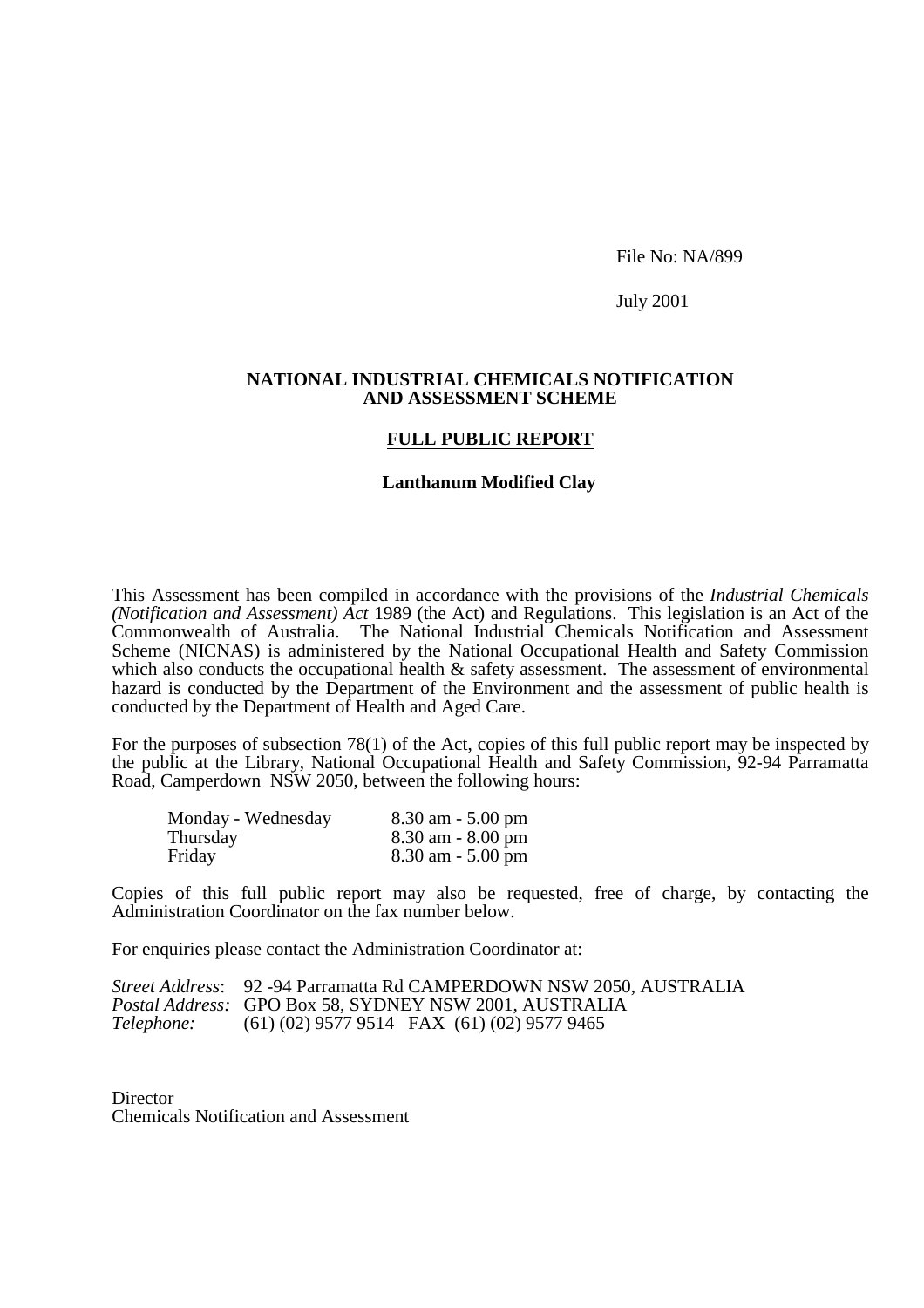File No: NA/899

July 2001

**NATIONAL INDUSTRIAL CHEMICALS NOTIFICATION AND ASSESSMENT SCHEME**

# FULL PUBLIC REPORT

**Lanthanum Modified Clay**

This Assessment has been compiled in accordance with the provisions of the *Industrial Chemicals (Notification and Assessment) Act* 1989 (the Act) and Regulations. This legislation is an Act of the Commonwealth of Australia. The National Industrial Chemicals Notification and Assessment Scheme (NICNAS) is administered by the National Occupational Health and Safety Commission which also conducts the occupational health & safety assessment. The assessment of environmental hazard is conducted by the Department of the Environment and the assessment of public health is conducted by the Department of Health and Aged Care.

For the purposes of subsection 78(1) of the Act, copies of this full public report may be inspected by the public at the Library, National Occupational Health and Safety Commission, 92-94 Parramatta Road, Camperdown NSW 2050, between the following hours:

| | |
|---|---|
| Monday - Wednesday | 8.30 am - 5.00 pm |
| Thursday | 8.30 am - 8.00 pm |
| Friday | 8.30 am - 5.00 pm |

Copies of this full public report may also be requested, free of charge, by contacting the Administration Coordinator on the fax number below.

For enquiries please contact the Administration Coordinator at:

*Street Address*: 92 -94 Parramatta Rd CAMPERDOWN NSW 2050, AUSTRALIA
*Postal Address:* GPO Box 58, SYDNEY NSW 2001, AUSTRALIA
*Telephone:* (61) (02) 9577 9514 FAX (61) (02) 9577 9465

Director
Chemicals Notification and Assessment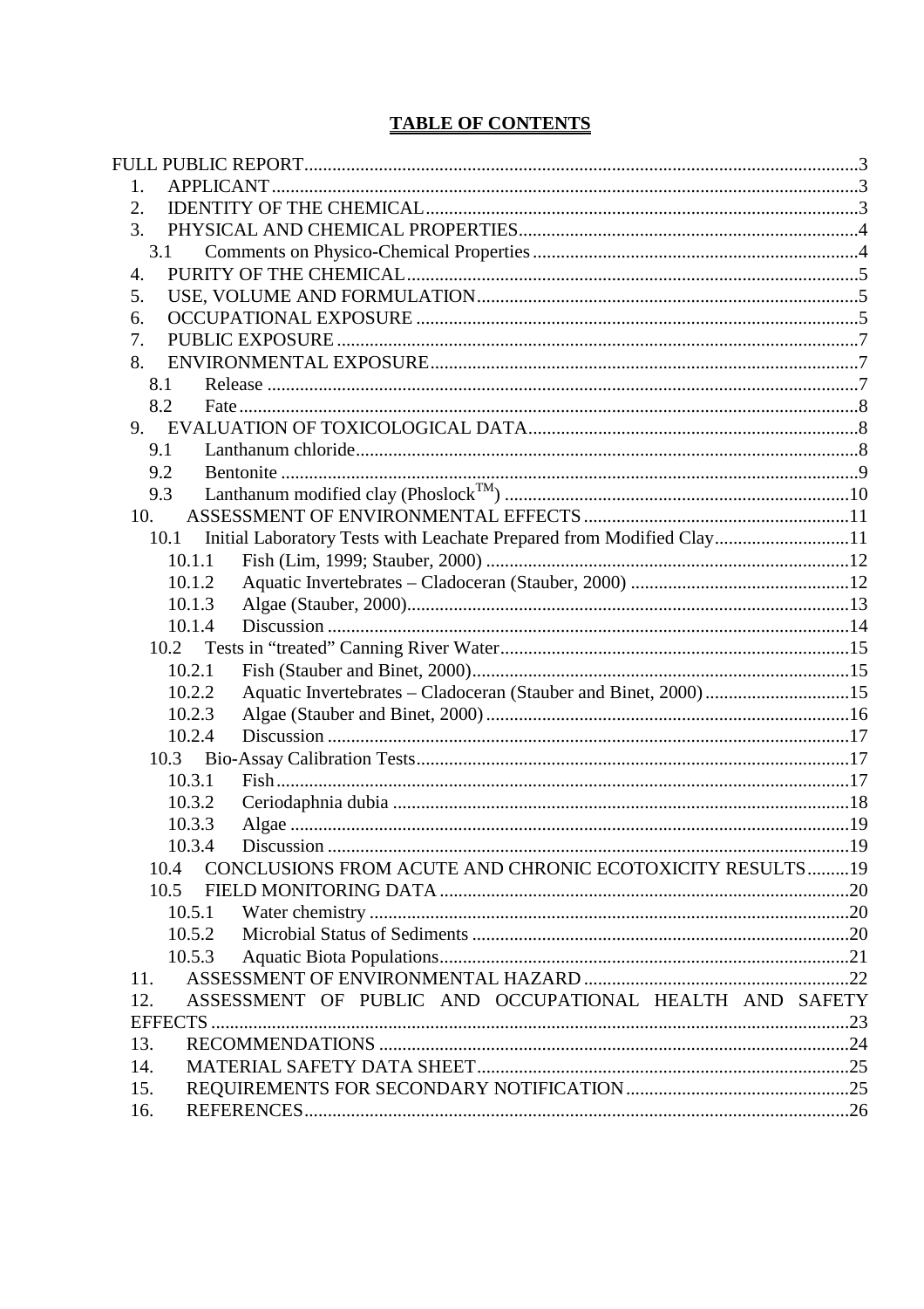# TABLE OF CONTENTS

FULL PUBLIC REPORT ..... 3
- 1. APPLICANT ..... 3
- 2. IDENTITY OF THE CHEMICAL ..... 3
- 3. PHYSICAL AND CHEMICAL PROPERTIES ..... 4
  - 3.1 Comments on Physico-Chemical Properties ..... 4
- 4. PURITY OF THE CHEMICAL ..... 5
- 5. USE, VOLUME AND FORMULATION ..... 5
- 6. OCCUPATIONAL EXPOSURE ..... 5
- 7. PUBLIC EXPOSURE ..... 7
- 8. ENVIRONMENTAL EXPOSURE ..... 7
  - 8.1 Release ..... 7
  - 8.2 Fate ..... 8
- 9. EVALUATION OF TOXICOLOGICAL DATA ..... 8
  - 9.1 Lanthanum chloride ..... 8
  - 9.2 Bentonite ..... 9
  - 9.3 Lanthanum modified clay (Phoslock™) ..... 10
- 10. ASSESSMENT OF ENVIRONMENTAL EFFECTS ..... 11
  - 10.1 Initial Laboratory Tests with Leachate Prepared from Modified Clay ..... 11
    - 10.1.1 Fish (Lim, 1999; Stauber, 2000) ..... 12
    - 10.1.2 Aquatic Invertebrates – Cladoceran (Stauber, 2000) ..... 12
    - 10.1.3 Algae (Stauber, 2000) ..... 13
    - 10.1.4 Discussion ..... 14
  - 10.2 Tests in "treated" Canning River Water ..... 15
    - 10.2.1 Fish (Stauber and Binet, 2000) ..... 15
    - 10.2.2 Aquatic Invertebrates – Cladoceran (Stauber and Binet, 2000) ..... 15
    - 10.2.3 Algae (Stauber and Binet, 2000) ..... 16
    - 10.2.4 Discussion ..... 17
  - 10.3 Bio-Assay Calibration Tests ..... 17
    - 10.3.1 Fish ..... 17
    - 10.3.2 Ceriodaphnia dubia ..... 18
    - 10.3.3 Algae ..... 19
    - 10.3.4 Discussion ..... 19
  - 10.4 CONCLUSIONS FROM ACUTE AND CHRONIC ECOTOXICITY RESULTS ..... 19
  - 10.5 FIELD MONITORING DATA ..... 20
    - 10.5.1 Water chemistry ..... 20
    - 10.5.2 Microbial Status of Sediments ..... 20
    - 10.5.3 Aquatic Biota Populations ..... 21
- 11. ASSESSMENT OF ENVIRONMENTAL HAZARD ..... 22
- 12. ASSESSMENT OF PUBLIC AND OCCUPATIONAL HEALTH AND SAFETY EFFECTS ..... 23
- 13. RECOMMENDATIONS ..... 24
- 14. MATERIAL SAFETY DATA SHEET ..... 25
- 15. REQUIREMENTS FOR SECONDARY NOTIFICATION ..... 25
- 16. REFERENCES ..... 26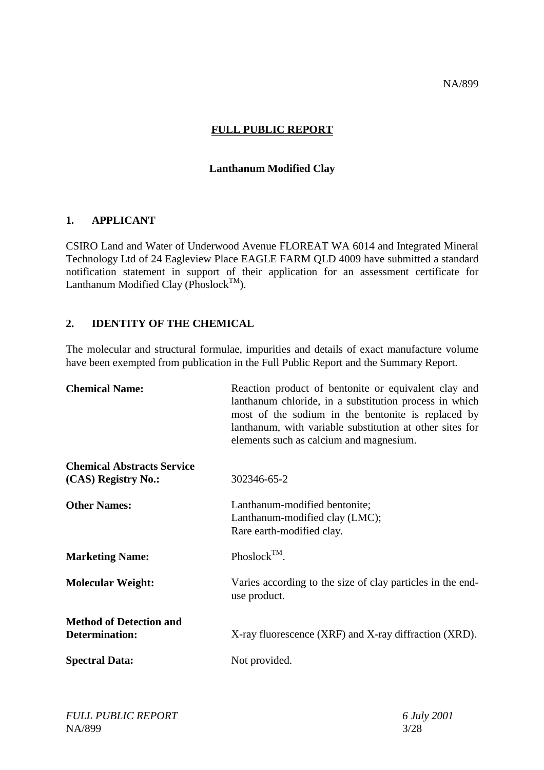# FULL PUBLIC REPORT

## Lanthanum Modified Clay

## 1. APPLICANT

CSIRO Land and Water of Underwood Avenue FLOREAT WA 6014 and Integrated Mineral Technology Ltd of 24 Eagleview Place EAGLE FARM QLD 4009 have submitted a standard notification statement in support of their application for an assessment certificate for Lanthanum Modified Clay (Phoslock$^{TM}$).

## 2. IDENTITY OF THE CHEMICAL

The molecular and structural formulae, impurities and details of exact manufacture volume have been exempted from publication in the Full Public Report and the Summary Report.

| | |
|---|---|
| **Chemical Name:** | Reaction product of bentonite or equivalent clay and lanthanum chloride, in a substitution process in which most of the sodium in the bentonite is replaced by lanthanum, with variable substitution at other sites for elements such as calcium and magnesium. |
| **Chemical Abstracts Service (CAS) Registry No.:** | 302346-65-2 |
| **Other Names:** | Lanthanum-modified bentonite; Lanthanum-modified clay (LMC); Rare earth-modified clay. |
| **Marketing Name:** | Phoslock$^{TM}$. |
| **Molecular Weight:** | Varies according to the size of clay particles in the end-use product. |
| **Method of Detection and Determination:** | X-ray fluorescence (XRF) and X-ray diffraction (XRD). |
| **Spectral Data:** | Not provided. |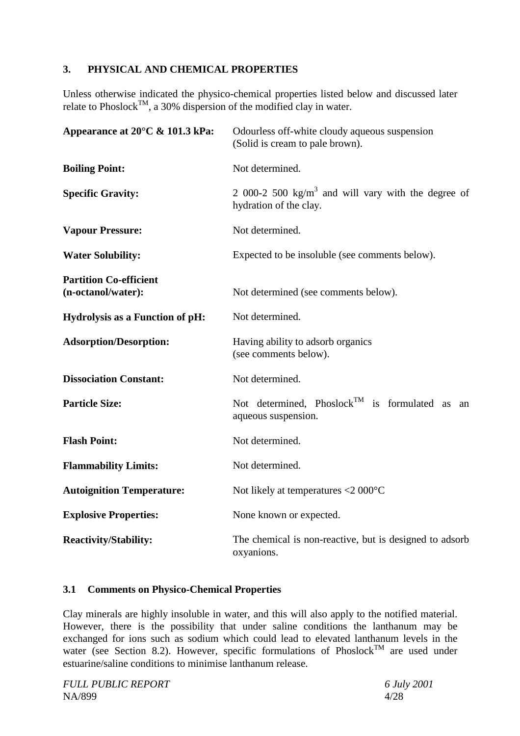## 3. PHYSICAL AND CHEMICAL PROPERTIES

Unless otherwise indicated the physico-chemical properties listed below and discussed later relate to Phoslock$^{TM}$, a 30% dispersion of the modified clay in water.

| | |
|---|---|
| **Appearance at 20°C & 101.3 kPa:** | Odourless off-white cloudy aqueous suspension (Solid is cream to pale brown). |
| **Boiling Point:** | Not determined. |
| **Specific Gravity:** | 2 000-2 500 $kg/m^3$ and will vary with the degree of hydration of the clay. |
| **Vapour Pressure:** | Not determined. |
| **Water Solubility:** | Expected to be insoluble (see comments below). |
| **Partition Co-efficient (n-octanol/water):** | Not determined (see comments below). |
| **Hydrolysis as a Function of pH:** | Not determined. |
| **Adsorption/Desorption:** | Having ability to adsorb organics (see comments below). |
| **Dissociation Constant:** | Not determined. |
| **Particle Size:** | Not determined, Phoslock$^{TM}$ is formulated as an aqueous suspension. |
| **Flash Point:** | Not determined. |
| **Flammability Limits:** | Not determined. |
| **Autoignition Temperature:** | Not likely at temperatures <2 000°C |
| **Explosive Properties:** | None known or expected. |
| **Reactivity/Stability:** | The chemical is non-reactive, but is designed to adsorb oxyanions. |

### 3.1 Comments on Physico-Chemical Properties

Clay minerals are highly insoluble in water, and this will also apply to the notified material. However, there is the possibility that under saline conditions the lanthanum may be exchanged for ions such as sodium which could lead to elevated lanthanum levels in the water (see Section 8.2). However, specific formulations of Phoslock$^{TM}$ are used under estuarine/saline conditions to minimise lanthanum release.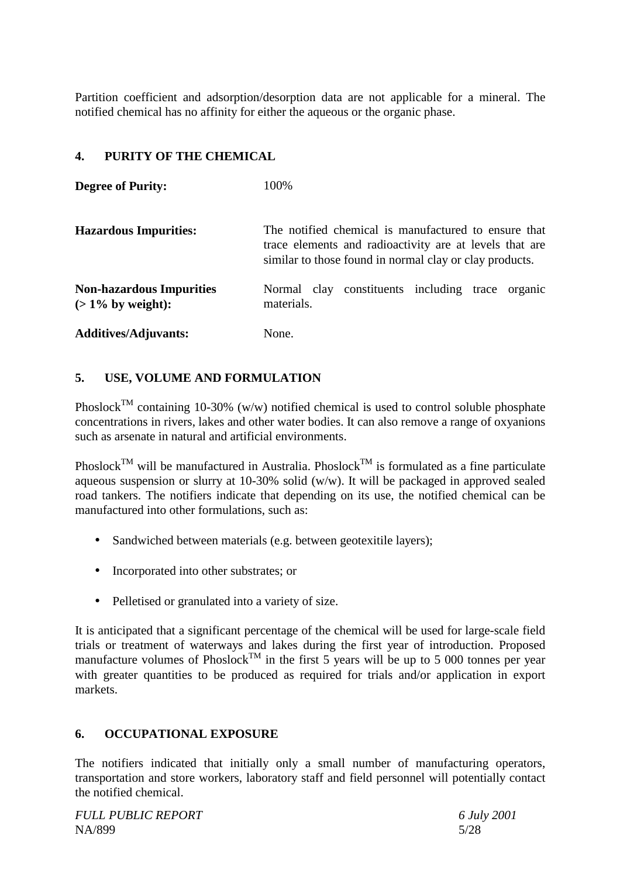Partition coefficient and adsorption/desorption data are not applicable for a mineral. The notified chemical has no affinity for either the aqueous or the organic phase.

## 4. PURITY OF THE CHEMICAL

| | |
|---|---|
| **Degree of Purity:** | 100% |
| **Hazardous Impurities:** | The notified chemical is manufactured to ensure that trace elements and radioactivity are at levels that are similar to those found in normal clay or clay products. |
| **Non-hazardous Impurities (> 1% by weight):** | Normal clay constituents including trace organic materials. |
| **Additives/Adjuvants:** | None. |

## 5. USE, VOLUME AND FORMULATION

Phoslock™ containing 10-30% (w/w) notified chemical is used to control soluble phosphate concentrations in rivers, lakes and other water bodies. It can also remove a range of oxyanions such as arsenate in natural and artificial environments.

Phoslock™ will be manufactured in Australia. Phoslock™ is formulated as a fine particulate aqueous suspension or slurry at 10-30% solid (w/w). It will be packaged in approved sealed road tankers. The notifiers indicate that depending on its use, the notified chemical can be manufactured into other formulations, such as:

- Sandwiched between materials (e.g. between geotexitile layers);
- Incorporated into other substrates; or
- Pelletised or granulated into a variety of size.

It is anticipated that a significant percentage of the chemical will be used for large-scale field trials or treatment of waterways and lakes during the first year of introduction. Proposed manufacture volumes of Phoslock™ in the first 5 years will be up to 5 000 tonnes per year with greater quantities to be produced as required for trials and/or application in export markets.

## 6. OCCUPATIONAL EXPOSURE

The notifiers indicated that initially only a small number of manufacturing operators, transportation and store workers, laboratory staff and field personnel will potentially contact the notified chemical.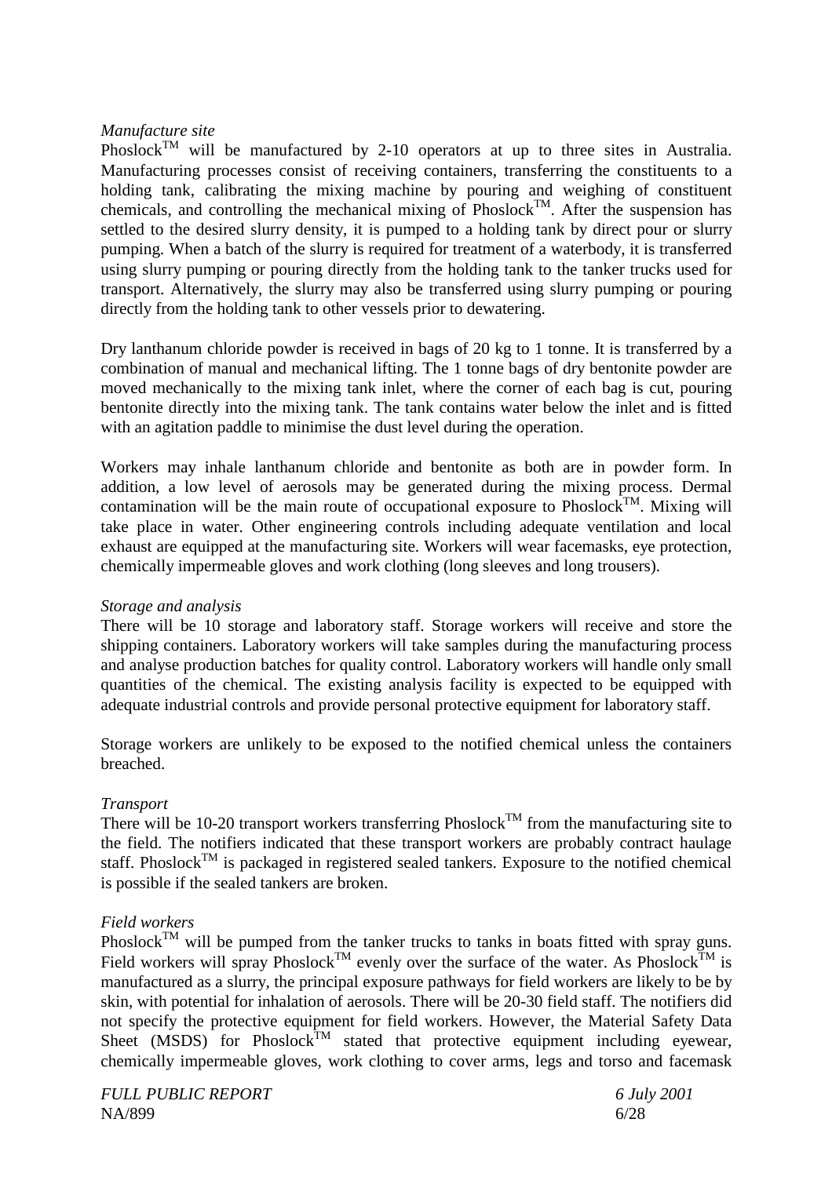*Manufacture site*

Phoslock$^{TM}$ will be manufactured by 2-10 operators at up to three sites in Australia. Manufacturing processes consist of receiving containers, transferring the constituents to a holding tank, calibrating the mixing machine by pouring and weighing of constituent chemicals, and controlling the mechanical mixing of Phoslock$^{TM}$. After the suspension has settled to the desired slurry density, it is pumped to a holding tank by direct pour or slurry pumping. When a batch of the slurry is required for treatment of a waterbody, it is transferred using slurry pumping or pouring directly from the holding tank to the tanker trucks used for transport. Alternatively, the slurry may also be transferred using slurry pumping or pouring directly from the holding tank to other vessels prior to dewatering.

Dry lanthanum chloride powder is received in bags of 20 kg to 1 tonne. It is transferred by a combination of manual and mechanical lifting. The 1 tonne bags of dry bentonite powder are moved mechanically to the mixing tank inlet, where the corner of each bag is cut, pouring bentonite directly into the mixing tank. The tank contains water below the inlet and is fitted with an agitation paddle to minimise the dust level during the operation.

Workers may inhale lanthanum chloride and bentonite as both are in powder form. In addition, a low level of aerosols may be generated during the mixing process. Dermal contamination will be the main route of occupational exposure to Phoslock$^{TM}$. Mixing will take place in water. Other engineering controls including adequate ventilation and local exhaust are equipped at the manufacturing site. Workers will wear facemasks, eye protection, chemically impermeable gloves and work clothing (long sleeves and long trousers).

*Storage and analysis*

There will be 10 storage and laboratory staff. Storage workers will receive and store the shipping containers. Laboratory workers will take samples during the manufacturing process and analyse production batches for quality control. Laboratory workers will handle only small quantities of the chemical. The existing analysis facility is expected to be equipped with adequate industrial controls and provide personal protective equipment for laboratory staff.

Storage workers are unlikely to be exposed to the notified chemical unless the containers breached.

*Transport*

There will be 10-20 transport workers transferring Phoslock$^{TM}$ from the manufacturing site to the field. The notifiers indicated that these transport workers are probably contract haulage staff. Phoslock$^{TM}$ is packaged in registered sealed tankers. Exposure to the notified chemical is possible if the sealed tankers are broken.

*Field workers*

Phoslock$^{TM}$ will be pumped from the tanker trucks to tanks in boats fitted with spray guns. Field workers will spray Phoslock$^{TM}$ evenly over the surface of the water. As Phoslock$^{TM}$ is manufactured as a slurry, the principal exposure pathways for field workers are likely to be by skin, with potential for inhalation of aerosols. There will be 20-30 field staff. The notifiers did not specify the protective equipment for field workers. However, the Material Safety Data Sheet (MSDS) for Phoslock$^{TM}$ stated that protective equipment including eyewear, chemically impermeable gloves, work clothing to cover arms, legs and torso and facemask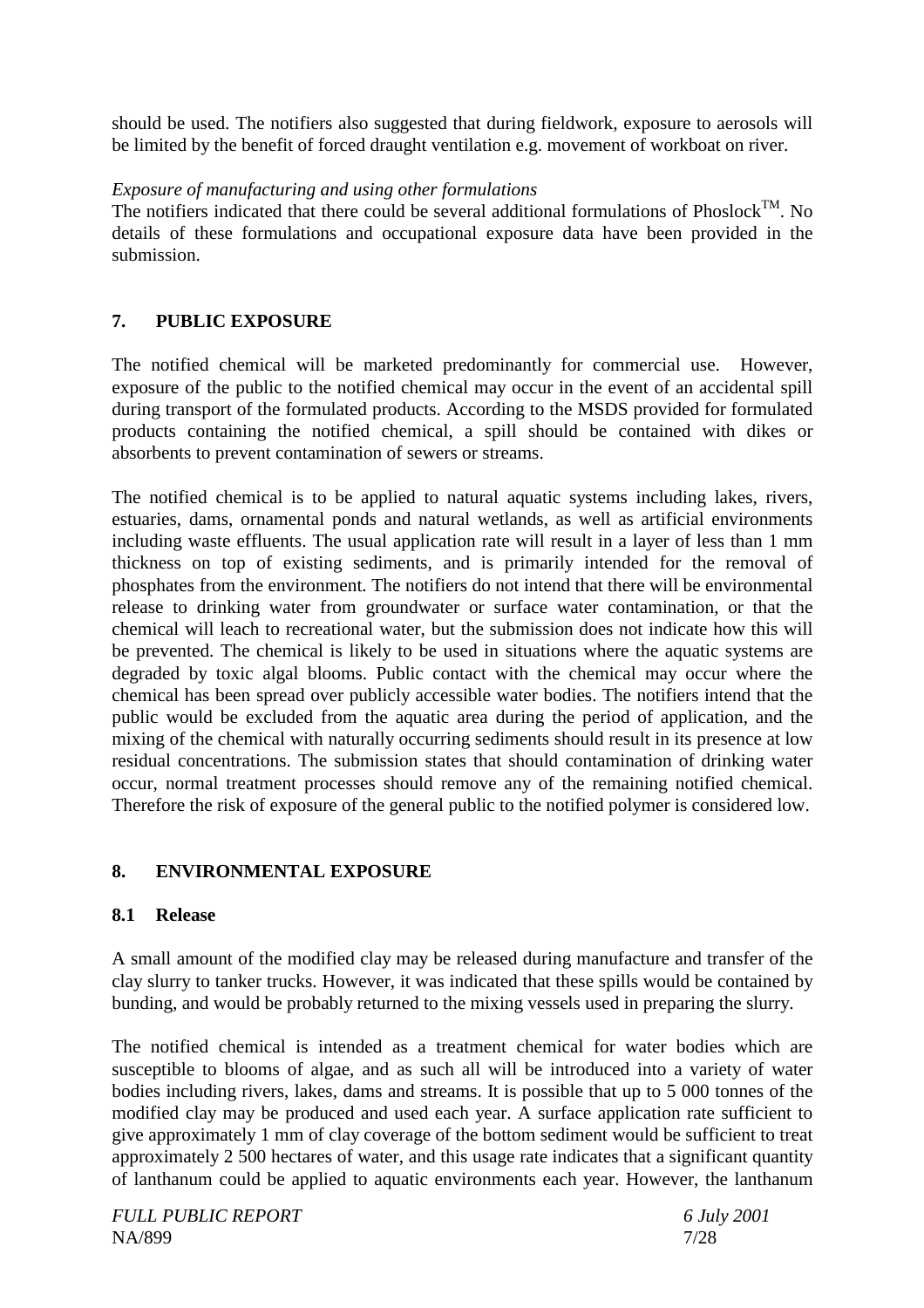should be used. The notifiers also suggested that during fieldwork, exposure to aerosols will be limited by the benefit of forced draught ventilation e.g. movement of workboat on river.

*Exposure of manufacturing and using other formulations*

The notifiers indicated that there could be several additional formulations of Phoslock$^{TM}$. No details of these formulations and occupational exposure data have been provided in the submission.

## 7. PUBLIC EXPOSURE

The notified chemical will be marketed predominantly for commercial use. However, exposure of the public to the notified chemical may occur in the event of an accidental spill during transport of the formulated products. According to the MSDS provided for formulated products containing the notified chemical, a spill should be contained with dikes or absorbents to prevent contamination of sewers or streams.

The notified chemical is to be applied to natural aquatic systems including lakes, rivers, estuaries, dams, ornamental ponds and natural wetlands, as well as artificial environments including waste effluents. The usual application rate will result in a layer of less than 1 mm thickness on top of existing sediments, and is primarily intended for the removal of phosphates from the environment. The notifiers do not intend that there will be environmental release to drinking water from groundwater or surface water contamination, or that the chemical will leach to recreational water, but the submission does not indicate how this will be prevented. The chemical is likely to be used in situations where the aquatic systems are degraded by toxic algal blooms. Public contact with the chemical may occur where the chemical has been spread over publicly accessible water bodies. The notifiers intend that the public would be excluded from the aquatic area during the period of application, and the mixing of the chemical with naturally occurring sediments should result in its presence at low residual concentrations. The submission states that should contamination of drinking water occur, normal treatment processes should remove any of the remaining notified chemical. Therefore the risk of exposure of the general public to the notified polymer is considered low.

## 8. ENVIRONMENTAL EXPOSURE

### 8.1 Release

A small amount of the modified clay may be released during manufacture and transfer of the clay slurry to tanker trucks. However, it was indicated that these spills would be contained by bunding, and would be probably returned to the mixing vessels used in preparing the slurry.

The notified chemical is intended as a treatment chemical for water bodies which are susceptible to blooms of algae, and as such all will be introduced into a variety of water bodies including rivers, lakes, dams and streams. It is possible that up to 5 000 tonnes of the modified clay may be produced and used each year. A surface application rate sufficient to give approximately 1 mm of clay coverage of the bottom sediment would be sufficient to treat approximately 2 500 hectares of water, and this usage rate indicates that a significant quantity of lanthanum could be applied to aquatic environments each year. However, the lanthanum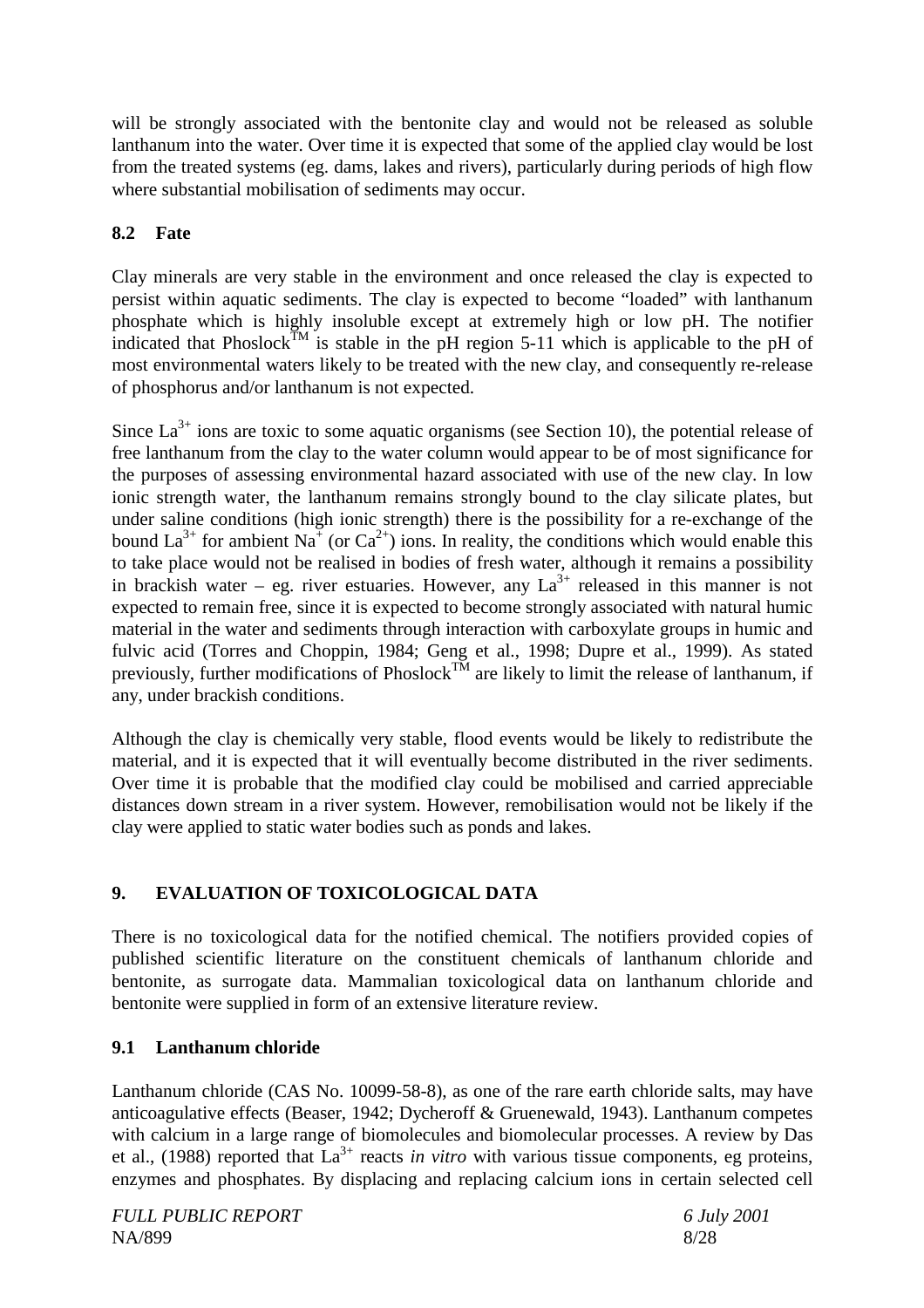will be strongly associated with the bentonite clay and would not be released as soluble lanthanum into the water. Over time it is expected that some of the applied clay would be lost from the treated systems (eg. dams, lakes and rivers), particularly during periods of high flow where substantial mobilisation of sediments may occur.

### 8.2 Fate

Clay minerals are very stable in the environment and once released the clay is expected to persist within aquatic sediments. The clay is expected to become "loaded" with lanthanum phosphate which is highly insoluble except at extremely high or low pH. The notifier indicated that Phoslock$^{TM}$ is stable in the pH region 5-11 which is applicable to the pH of most environmental waters likely to be treated with the new clay, and consequently re-release of phosphorus and/or lanthanum is not expected.

Since $La^{3+}$ ions are toxic to some aquatic organisms (see Section 10), the potential release of free lanthanum from the clay to the water column would appear to be of most significance for the purposes of assessing environmental hazard associated with use of the new clay. In low ionic strength water, the lanthanum remains strongly bound to the clay silicate plates, but under saline conditions (high ionic strength) there is the possibility for a re-exchange of the bound $La^{3+}$ for ambient $Na^{+}$ (or $Ca^{2+}$) ions. In reality, the conditions which would enable this to take place would not be realised in bodies of fresh water, although it remains a possibility in brackish water – eg. river estuaries. However, any $La^{3+}$ released in this manner is not expected to remain free, since it is expected to become strongly associated with natural humic material in the water and sediments through interaction with carboxylate groups in humic and fulvic acid (Torres and Choppin, 1984; Geng et al., 1998; Dupre et al., 1999). As stated previously, further modifications of Phoslock$^{TM}$ are likely to limit the release of lanthanum, if any, under brackish conditions.

Although the clay is chemically very stable, flood events would be likely to redistribute the material, and it is expected that it will eventually become distributed in the river sediments. Over time it is probable that the modified clay could be mobilised and carried appreciable distances down stream in a river system. However, remobilisation would not be likely if the clay were applied to static water bodies such as ponds and lakes.

## 9. EVALUATION OF TOXICOLOGICAL DATA

There is no toxicological data for the notified chemical. The notifiers provided copies of published scientific literature on the constituent chemicals of lanthanum chloride and bentonite, as surrogate data. Mammalian toxicological data on lanthanum chloride and bentonite were supplied in form of an extensive literature review.

### 9.1 Lanthanum chloride

Lanthanum chloride (CAS No. 10099-58-8), as one of the rare earth chloride salts, may have anticoagulative effects (Beaser, 1942; Dycheroff & Gruenewald, 1943). Lanthanum competes with calcium in a large range of biomolecules and biomolecular processes. A review by Das et al., (1988) reported that $La^{3+}$ reacts *in vitro* with various tissue components, eg proteins, enzymes and phosphates. By displacing and replacing calcium ions in certain selected cell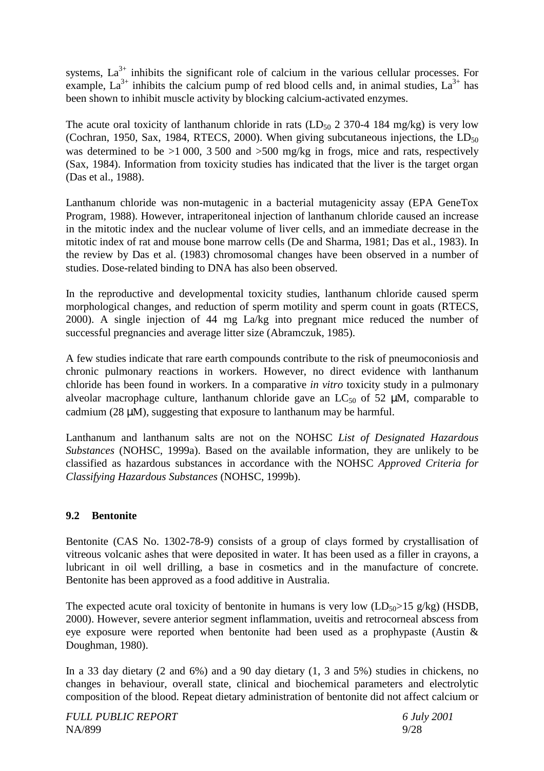systems, $La^{3+}$ inhibits the significant role of calcium in the various cellular processes. For example, $La^{3+}$ inhibits the calcium pump of red blood cells and, in animal studies, $La^{3+}$ has been shown to inhibit muscle activity by blocking calcium-activated enzymes.

The acute oral toxicity of lanthanum chloride in rats ($LD_{50}$ 2 370-4 184 mg/kg) is very low (Cochran, 1950, Sax, 1984, RTECS, 2000). When giving subcutaneous injections, the $LD_{50}$ was determined to be >1 000, 3 500 and >500 mg/kg in frogs, mice and rats, respectively (Sax, 1984). Information from toxicity studies has indicated that the liver is the target organ (Das et al., 1988).

Lanthanum chloride was non-mutagenic in a bacterial mutagenicity assay (EPA GeneTox Program, 1988). However, intraperitoneal injection of lanthanum chloride caused an increase in the mitotic index and the nuclear volume of liver cells, and an immediate decrease in the mitotic index of rat and mouse bone marrow cells (De and Sharma, 1981; Das et al., 1983). In the review by Das et al. (1983) chromosomal changes have been observed in a number of studies. Dose-related binding to DNA has also been observed.

In the reproductive and developmental toxicity studies, lanthanum chloride caused sperm morphological changes, and reduction of sperm motility and sperm count in goats (RTECS, 2000). A single injection of 44 mg La/kg into pregnant mice reduced the number of successful pregnancies and average litter size (Abramczuk, 1985).

A few studies indicate that rare earth compounds contribute to the risk of pneumoconiosis and chronic pulmonary reactions in workers. However, no direct evidence with lanthanum chloride has been found in workers. In a comparative *in vitro* toxicity study in a pulmonary alveolar macrophage culture, lanthanum chloride gave an $LC_{50}$ of 52 μM, comparable to cadmium (28 μM), suggesting that exposure to lanthanum may be harmful.

Lanthanum and lanthanum salts are not on the NOHSC *List of Designated Hazardous Substances* (NOHSC, 1999a). Based on the available information, they are unlikely to be classified as hazardous substances in accordance with the NOHSC *Approved Criteria for Classifying Hazardous Substances* (NOHSC, 1999b).

### 9.2 Bentonite

Bentonite (CAS No. 1302-78-9) consists of a group of clays formed by crystallisation of vitreous volcanic ashes that were deposited in water. It has been used as a filler in crayons, a lubricant in oil well drilling, a base in cosmetics and in the manufacture of concrete. Bentonite has been approved as a food additive in Australia.

The expected acute oral toxicity of bentonite in humans is very low ($LD_{50}$>15 g/kg) (HSDB, 2000). However, severe anterior segment inflammation, uveitis and retrocorneal abscess from eye exposure were reported when bentonite had been used as a prophypaste (Austin & Doughman, 1980).

In a 33 day dietary (2 and 6%) and a 90 day dietary (1, 3 and 5%) studies in chickens, no changes in behaviour, overall state, clinical and biochemical parameters and electrolytic composition of the blood. Repeat dietary administration of bentonite did not affect calcium or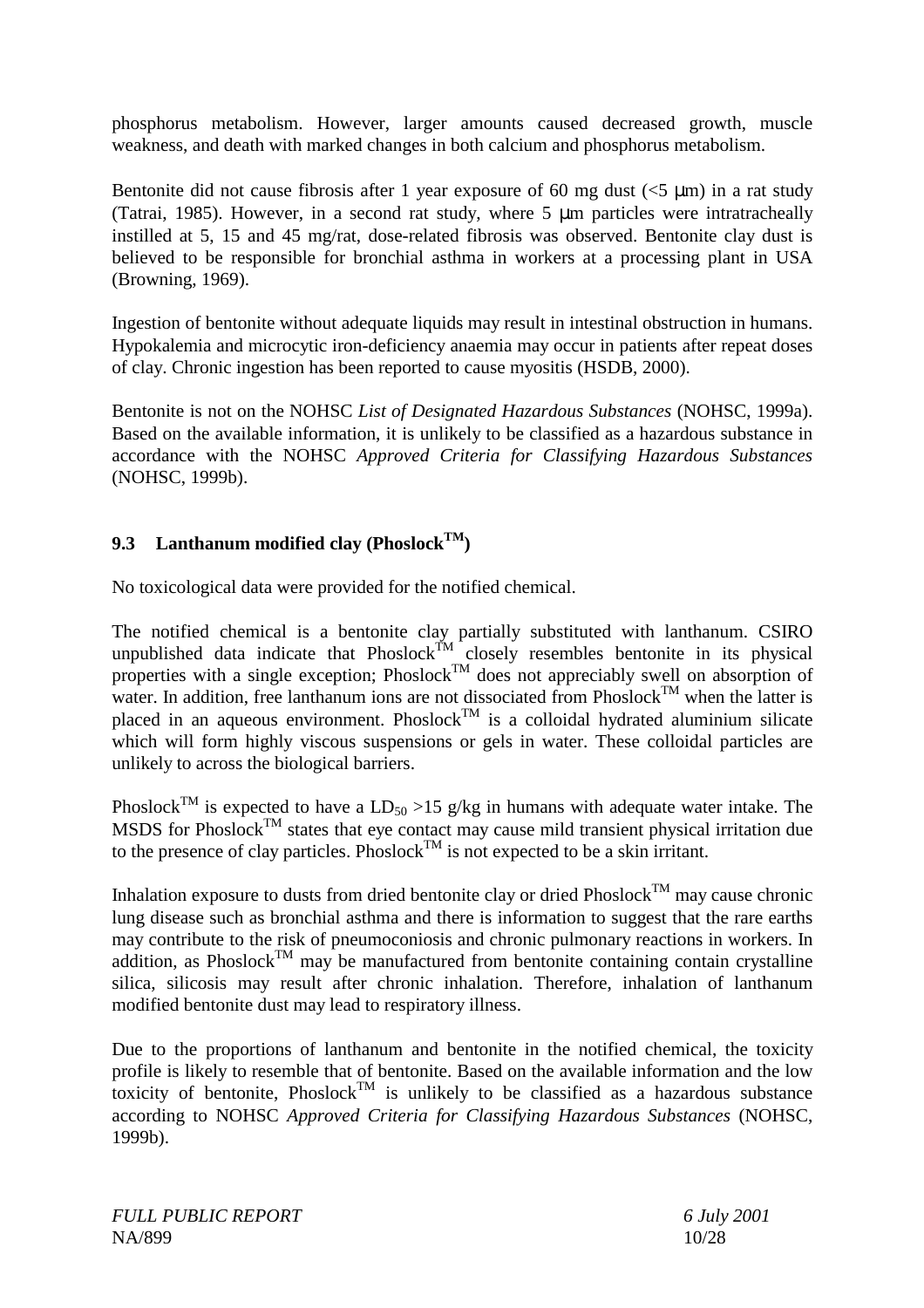phosphorus metabolism. However, larger amounts caused decreased growth, muscle weakness, and death with marked changes in both calcium and phosphorus metabolism.

Bentonite did not cause fibrosis after 1 year exposure of 60 mg dust (<5 μm) in a rat study (Tatrai, 1985). However, in a second rat study, where 5 μm particles were intratracheally instilled at 5, 15 and 45 mg/rat, dose-related fibrosis was observed. Bentonite clay dust is believed to be responsible for bronchial asthma in workers at a processing plant in USA (Browning, 1969).

Ingestion of bentonite without adequate liquids may result in intestinal obstruction in humans. Hypokalemia and microcytic iron-deficiency anaemia may occur in patients after repeat doses of clay. Chronic ingestion has been reported to cause myositis (HSDB, 2000).

Bentonite is not on the NOHSC *List of Designated Hazardous Substances* (NOHSC, 1999a). Based on the available information, it is unlikely to be classified as a hazardous substance in accordance with the NOHSC *Approved Criteria for Classifying Hazardous Substances* (NOHSC, 1999b).

## 9.3 Lanthanum modified clay (Phoslock™)

No toxicological data were provided for the notified chemical.

The notified chemical is a bentonite clay partially substituted with lanthanum. CSIRO unpublished data indicate that Phoslock™ closely resembles bentonite in its physical properties with a single exception; Phoslock™ does not appreciably swell on absorption of water. In addition, free lanthanum ions are not dissociated from Phoslock™ when the latter is placed in an aqueous environment. Phoslock™ is a colloidal hydrated aluminium silicate which will form highly viscous suspensions or gels in water. These colloidal particles are unlikely to across the biological barriers.

Phoslock™ is expected to have a $LD_{50}$ >15 g/kg in humans with adequate water intake. The MSDS for Phoslock™ states that eye contact may cause mild transient physical irritation due to the presence of clay particles. Phoslock™ is not expected to be a skin irritant.

Inhalation exposure to dusts from dried bentonite clay or dried Phoslock™ may cause chronic lung disease such as bronchial asthma and there is information to suggest that the rare earths may contribute to the risk of pneumoconiosis and chronic pulmonary reactions in workers. In addition, as Phoslock™ may be manufactured from bentonite containing contain crystalline silica, silicosis may result after chronic inhalation. Therefore, inhalation of lanthanum modified bentonite dust may lead to respiratory illness.

Due to the proportions of lanthanum and bentonite in the notified chemical, the toxicity profile is likely to resemble that of bentonite. Based on the available information and the low toxicity of bentonite, Phoslock™ is unlikely to be classified as a hazardous substance according to NOHSC *Approved Criteria for Classifying Hazardous Substances* (NOHSC, 1999b).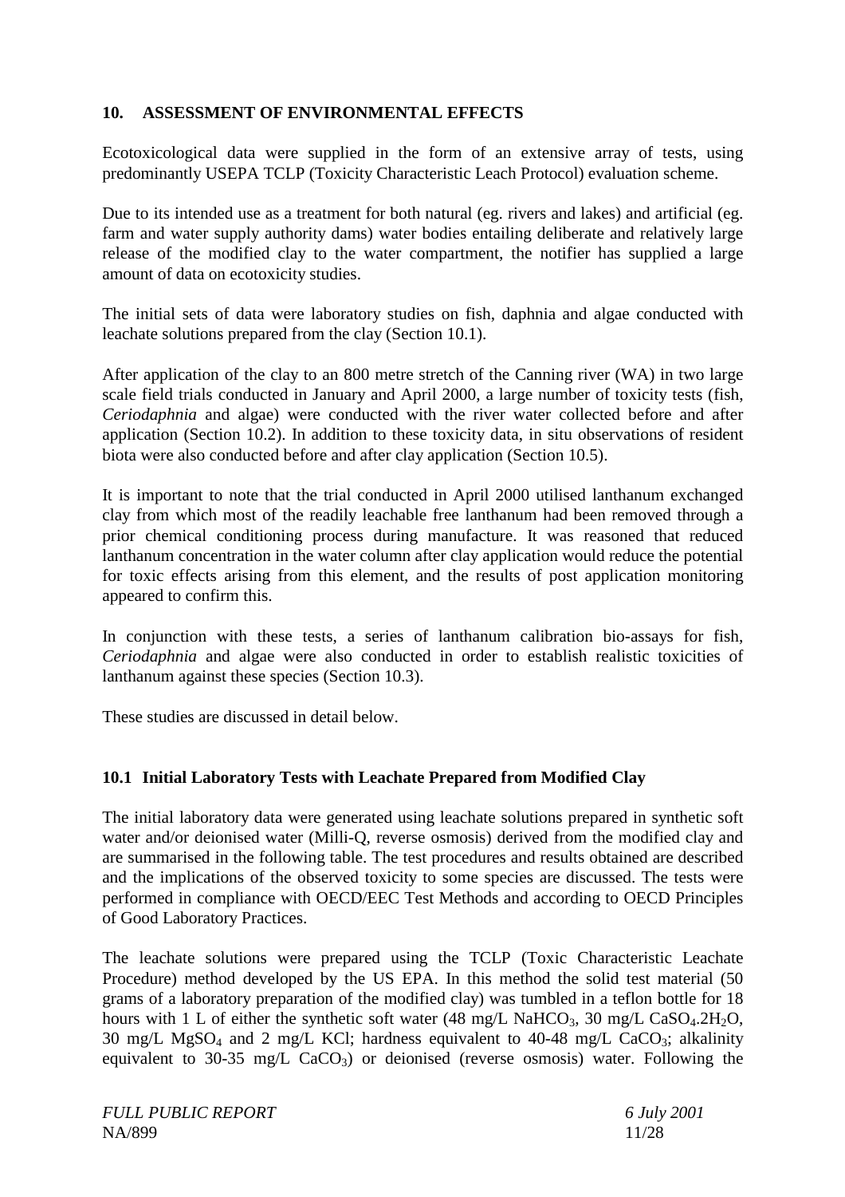## 10. ASSESSMENT OF ENVIRONMENTAL EFFECTS

Ecotoxicological data were supplied in the form of an extensive array of tests, using predominantly USEPA TCLP (Toxicity Characteristic Leach Protocol) evaluation scheme.

Due to its intended use as a treatment for both natural (eg. rivers and lakes) and artificial (eg. farm and water supply authority dams) water bodies entailing deliberate and relatively large release of the modified clay to the water compartment, the notifier has supplied a large amount of data on ecotoxicity studies.

The initial sets of data were laboratory studies on fish, daphnia and algae conducted with leachate solutions prepared from the clay (Section 10.1).

After application of the clay to an 800 metre stretch of the Canning river (WA) in two large scale field trials conducted in January and April 2000, a large number of toxicity tests (fish, *Ceriodaphnia* and algae) were conducted with the river water collected before and after application (Section 10.2). In addition to these toxicity data, in situ observations of resident biota were also conducted before and after clay application (Section 10.5).

It is important to note that the trial conducted in April 2000 utilised lanthanum exchanged clay from which most of the readily leachable free lanthanum had been removed through a prior chemical conditioning process during manufacture. It was reasoned that reduced lanthanum concentration in the water column after clay application would reduce the potential for toxic effects arising from this element, and the results of post application monitoring appeared to confirm this.

In conjunction with these tests, a series of lanthanum calibration bio-assays for fish, *Ceriodaphnia* and algae were also conducted in order to establish realistic toxicities of lanthanum against these species (Section 10.3).

These studies are discussed in detail below.

### 10.1 Initial Laboratory Tests with Leachate Prepared from Modified Clay

The initial laboratory data were generated using leachate solutions prepared in synthetic soft water and/or deionised water (Milli-Q, reverse osmosis) derived from the modified clay and are summarised in the following table. The test procedures and results obtained are described and the implications of the observed toxicity to some species are discussed. The tests were performed in compliance with OECD/EEC Test Methods and according to OECD Principles of Good Laboratory Practices.

The leachate solutions were prepared using the TCLP (Toxic Characteristic Leachate Procedure) method developed by the US EPA. In this method the solid test material (50 grams of a laboratory preparation of the modified clay) was tumbled in a teflon bottle for 18 hours with 1 L of either the synthetic soft water (48 mg/L $NaHCO_3$, 30 mg/L $CaSO_4.2H_2O$, 30 mg/L $MgSO_4$ and 2 mg/L KCl; hardness equivalent to 40-48 mg/L $CaCO_3$; alkalinity equivalent to 30-35 mg/L $CaCO_3$) or deionised (reverse osmosis) water. Following the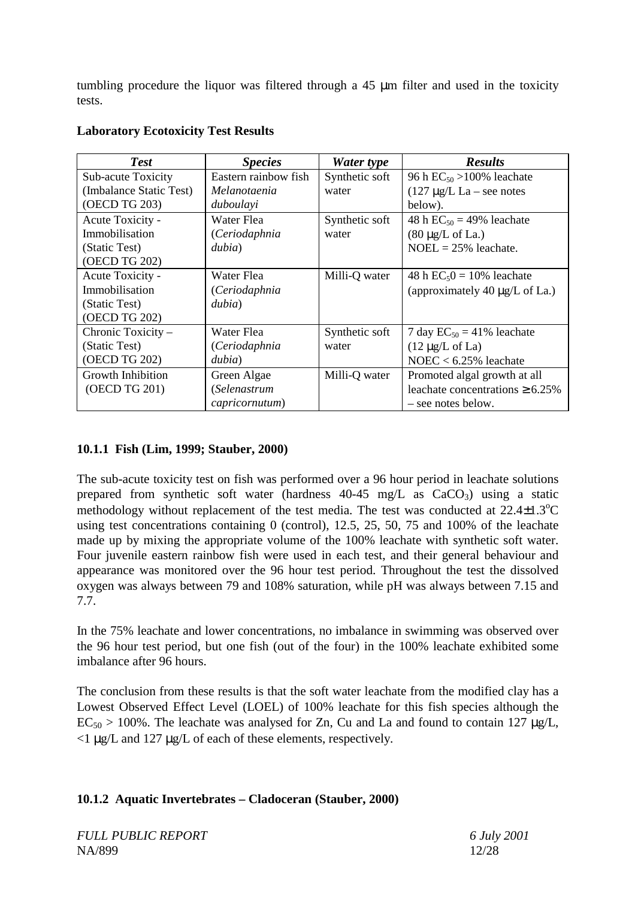tumbling procedure the liquor was filtered through a 45 μm filter and used in the toxicity tests.

**Laboratory Ecotoxicity Test Results**

| *Test* | *Species* | *Water type* | *Results* |
| --- | --- | --- | --- |
| Sub-acute Toxicity (Imbalance Static Test) (OECD TG 203) | Eastern rainbow fish *Melanotaenia duboulayi* | Synthetic soft water | 96 h $EC_{50}$ >100% leachate (127 μg/L La – see notes below). |
| Acute Toxicity - Immobilisation (Static Test) (OECD TG 202) | Water Flea (*Ceriodaphnia dubia*) | Synthetic soft water | 48 h $EC_{50}$ = 49% leachate (80 μg/L of La.) NOEL = 25% leachate. |
| Acute Toxicity - Immobilisation (Static Test) (OECD TG 202) | Water Flea (*Ceriodaphnia dubia*) | Milli-Q water | 48 h $EC_{5}0$ = 10% leachate (approximately 40 μg/L of La.) |
| Chronic Toxicity – (Static Test) (OECD TG 202) | Water Flea (*Ceriodaphnia dubia*) | Synthetic soft water | 7 day $EC_{50}$ = 41% leachate (12 μg/L of La) NOEC < 6.25% leachate |
| Growth Inhibition (OECD TG 201) | Green Algae (*Selenastrum capricornutum*) | Milli-Q water | Promoted algal growth at all leachate concentrations ≥ 6.25% – see notes below. |

### 10.1.1 Fish (Lim, 1999; Stauber, 2000)

The sub-acute toxicity test on fish was performed over a 96 hour period in leachate solutions prepared from synthetic soft water (hardness 40-45 mg/L as $CaCO_3$) using a static methodology without replacement of the test media. The test was conducted at 22.4±1.3°C using test concentrations containing 0 (control), 12.5, 25, 50, 75 and 100% of the leachate made up by mixing the appropriate volume of the 100% leachate with synthetic soft water. Four juvenile eastern rainbow fish were used in each test, and their general behaviour and appearance was monitored over the 96 hour test period. Throughout the test the dissolved oxygen was always between 79 and 108% saturation, while pH was always between 7.15 and 7.7.

In the 75% leachate and lower concentrations, no imbalance in swimming was observed over the 96 hour test period, but one fish (out of the four) in the 100% leachate exhibited some imbalance after 96 hours.

The conclusion from these results is that the soft water leachate from the modified clay has a Lowest Observed Effect Level (LOEL) of 100% leachate for this fish species although the $EC_{50}$ > 100%. The leachate was analysed for Zn, Cu and La and found to contain 127 μg/L, <1 μg/L and 127 μg/L of each of these elements, respectively.

### 10.1.2 Aquatic Invertebrates – Cladoceran (Stauber, 2000)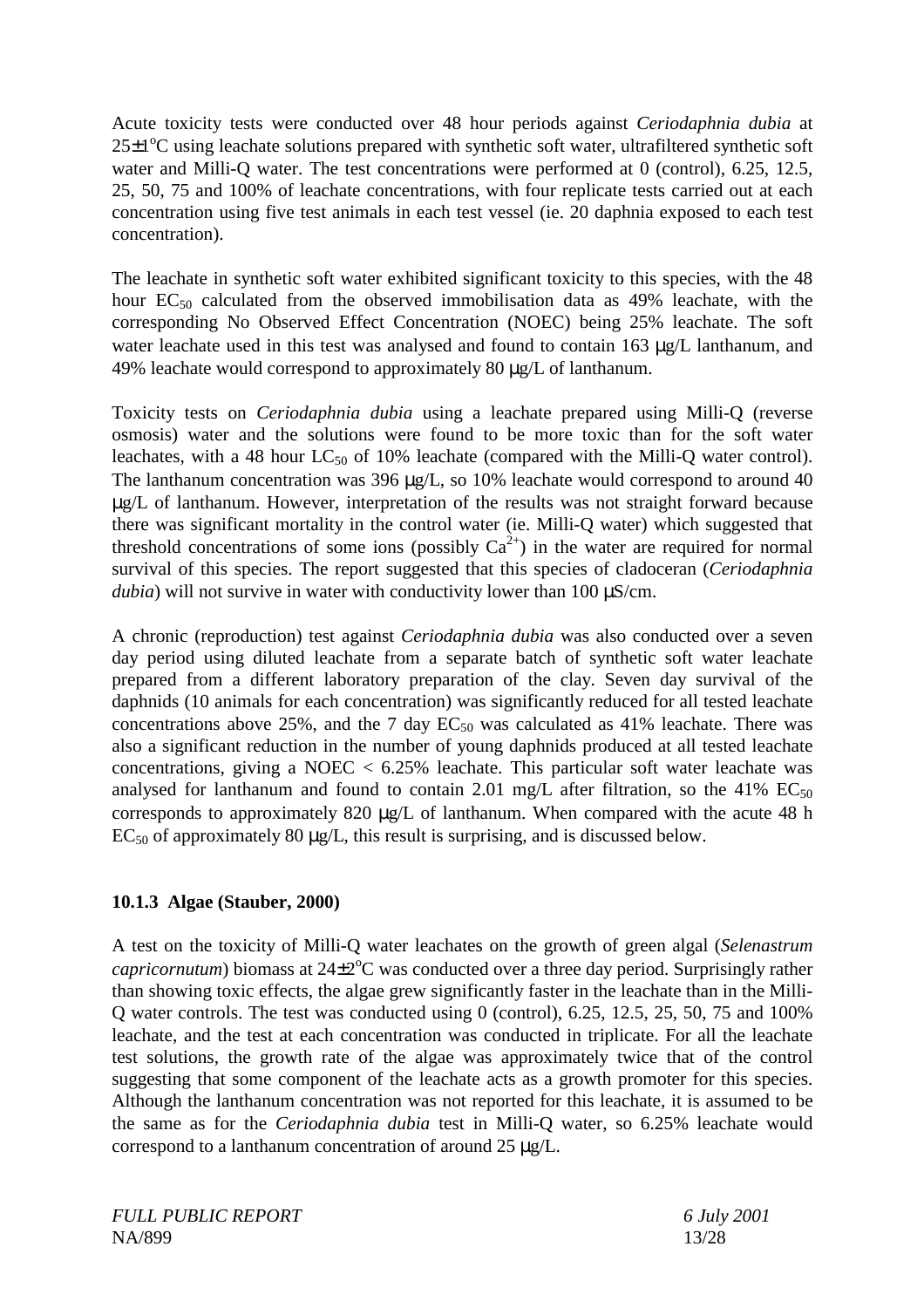Acute toxicity tests were conducted over 48 hour periods against *Ceriodaphnia dubia* at 25±1°C using leachate solutions prepared with synthetic soft water, ultrafiltered synthetic soft water and Milli-Q water. The test concentrations were performed at 0 (control), 6.25, 12.5, 25, 50, 75 and 100% of leachate concentrations, with four replicate tests carried out at each concentration using five test animals in each test vessel (ie. 20 daphnia exposed to each test concentration).

The leachate in synthetic soft water exhibited significant toxicity to this species, with the 48 hour $EC_{50}$ calculated from the observed immobilisation data as 49% leachate, with the corresponding No Observed Effect Concentration (NOEC) being 25% leachate. The soft water leachate used in this test was analysed and found to contain 163 μg/L lanthanum, and 49% leachate would correspond to approximately 80 μg/L of lanthanum.

Toxicity tests on *Ceriodaphnia dubia* using a leachate prepared using Milli-Q (reverse osmosis) water and the solutions were found to be more toxic than for the soft water leachates, with a 48 hour $LC_{50}$ of 10% leachate (compared with the Milli-Q water control). The lanthanum concentration was 396 μg/L, so 10% leachate would correspond to around 40 μg/L of lanthanum. However, interpretation of the results was not straight forward because there was significant mortality in the control water (ie. Milli-Q water) which suggested that threshold concentrations of some ions (possibly $Ca^{2+}$) in the water are required for normal survival of this species. The report suggested that this species of cladoceran (*Ceriodaphnia dubia*) will not survive in water with conductivity lower than 100 μS/cm.

A chronic (reproduction) test against *Ceriodaphnia dubia* was also conducted over a seven day period using diluted leachate from a separate batch of synthetic soft water leachate prepared from a different laboratory preparation of the clay. Seven day survival of the daphnids (10 animals for each concentration) was significantly reduced for all tested leachate concentrations above 25%, and the 7 day $EC_{50}$ was calculated as 41% leachate. There was also a significant reduction in the number of young daphnids produced at all tested leachate concentrations, giving a NOEC < 6.25% leachate. This particular soft water leachate was analysed for lanthanum and found to contain 2.01 mg/L after filtration, so the 41% $EC_{50}$ corresponds to approximately 820 μg/L of lanthanum. When compared with the acute 48 h $EC_{50}$ of approximately 80 μg/L, this result is surprising, and is discussed below.

### 10.1.3 Algae (Stauber, 2000)

A test on the toxicity of Milli-Q water leachates on the growth of green algal (*Selenastrum capricornutum*) biomass at 24±2°C was conducted over a three day period. Surprisingly rather than showing toxic effects, the algae grew significantly faster in the leachate than in the Milli-Q water controls. The test was conducted using 0 (control), 6.25, 12.5, 25, 50, 75 and 100% leachate, and the test at each concentration was conducted in triplicate. For all the leachate test solutions, the growth rate of the algae was approximately twice that of the control suggesting that some component of the leachate acts as a growth promoter for this species. Although the lanthanum concentration was not reported for this leachate, it is assumed to be the same as for the *Ceriodaphnia dubia* test in Milli-Q water, so 6.25% leachate would correspond to a lanthanum concentration of around 25 μg/L.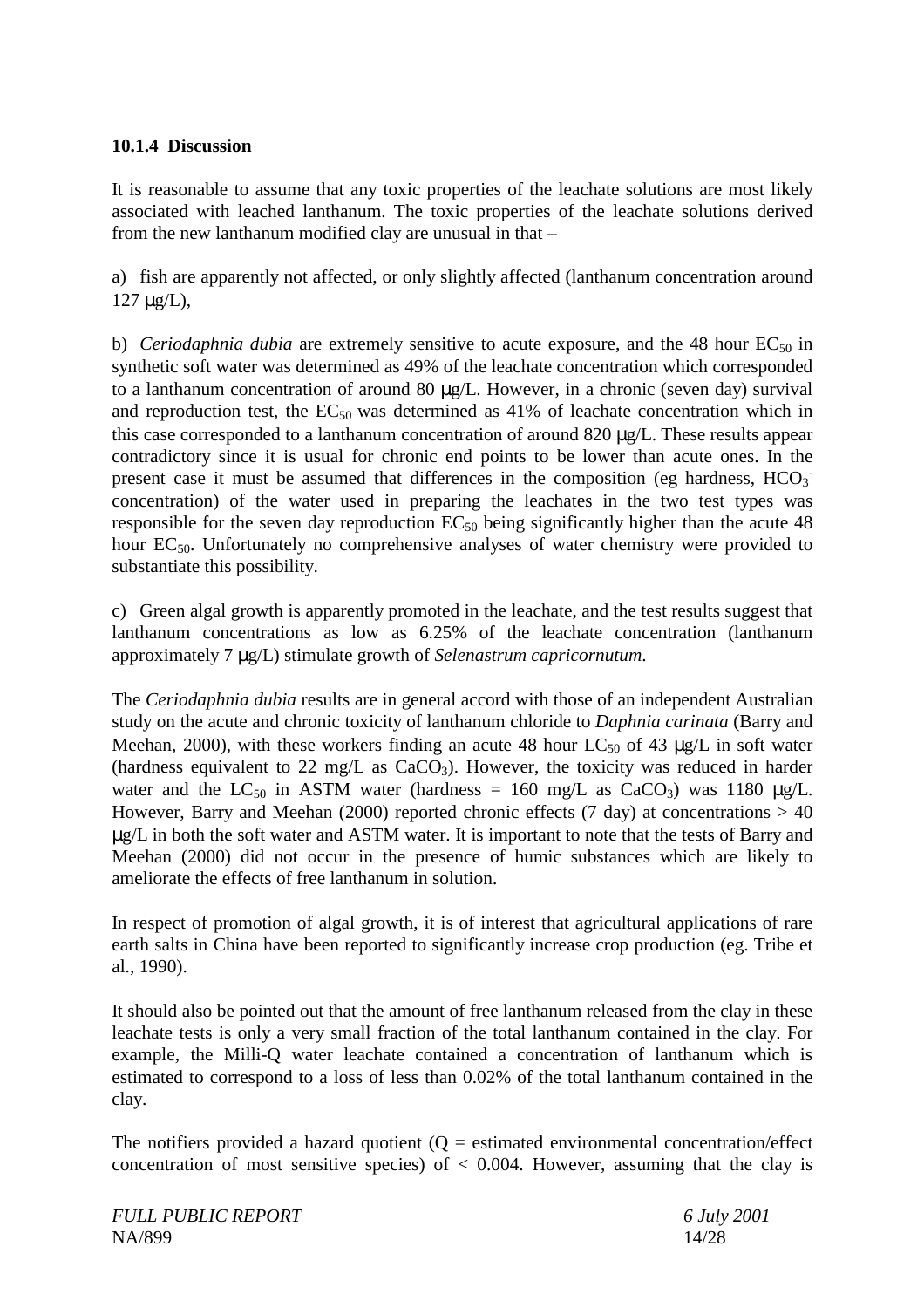### 10.1.4 Discussion

It is reasonable to assume that any toxic properties of the leachate solutions are most likely associated with leached lanthanum. The toxic properties of the leachate solutions derived from the new lanthanum modified clay are unusual in that –

a) fish are apparently not affected, or only slightly affected (lanthanum concentration around 127 μg/L),

b) *Ceriodaphnia dubia* are extremely sensitive to acute exposure, and the 48 hour $EC_{50}$ in synthetic soft water was determined as 49% of the leachate concentration which corresponded to a lanthanum concentration of around 80 μg/L. However, in a chronic (seven day) survival and reproduction test, the $EC_{50}$ was determined as 41% of leachate concentration which in this case corresponded to a lanthanum concentration of around 820 μg/L. These results appear contradictory since it is usual for chronic end points to be lower than acute ones. In the present case it must be assumed that differences in the composition (eg hardness, $HCO_3^-$ concentration) of the water used in preparing the leachates in the two test types was responsible for the seven day reproduction $EC_{50}$ being significantly higher than the acute 48 hour $EC_{50}$. Unfortunately no comprehensive analyses of water chemistry were provided to substantiate this possibility.

c) Green algal growth is apparently promoted in the leachate, and the test results suggest that lanthanum concentrations as low as 6.25% of the leachate concentration (lanthanum approximately 7 μg/L) stimulate growth of *Selenastrum capricornutum*.

The *Ceriodaphnia dubia* results are in general accord with those of an independent Australian study on the acute and chronic toxicity of lanthanum chloride to *Daphnia carinata* (Barry and Meehan, 2000), with these workers finding an acute 48 hour $LC_{50}$ of 43 μg/L in soft water (hardness equivalent to 22 mg/L as $CaCO_3$). However, the toxicity was reduced in harder water and the $LC_{50}$ in ASTM water (hardness = 160 mg/L as $CaCO_3$) was 1180 μg/L. However, Barry and Meehan (2000) reported chronic effects (7 day) at concentrations > 40 μg/L in both the soft water and ASTM water. It is important to note that the tests of Barry and Meehan (2000) did not occur in the presence of humic substances which are likely to ameliorate the effects of free lanthanum in solution.

In respect of promotion of algal growth, it is of interest that agricultural applications of rare earth salts in China have been reported to significantly increase crop production (eg. Tribe et al., 1990).

It should also be pointed out that the amount of free lanthanum released from the clay in these leachate tests is only a very small fraction of the total lanthanum contained in the clay. For example, the Milli-Q water leachate contained a concentration of lanthanum which is estimated to correspond to a loss of less than 0.02% of the total lanthanum contained in the clay.

The notifiers provided a hazard quotient (Q = estimated environmental concentration/effect concentration of most sensitive species) of < 0.004. However, assuming that the clay is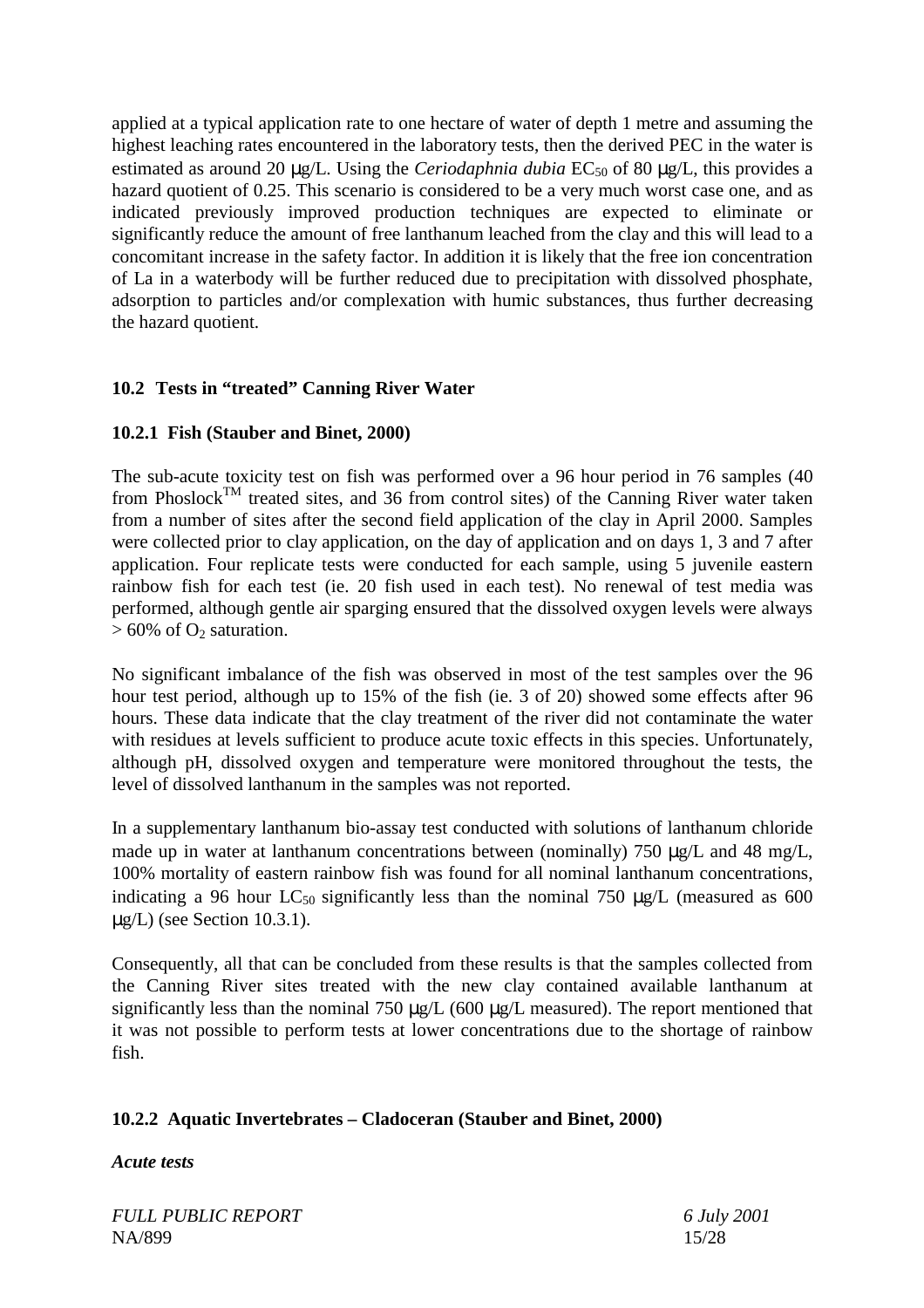applied at a typical application rate to one hectare of water of depth 1 metre and assuming the highest leaching rates encountered in the laboratory tests, then the derived PEC in the water is estimated as around 20 μg/L. Using the *Ceriodaphnia dubia* $EC_{50}$ of 80 μg/L, this provides a hazard quotient of 0.25. This scenario is considered to be a very much worst case one, and as indicated previously improved production techniques are expected to eliminate or significantly reduce the amount of free lanthanum leached from the clay and this will lead to a concomitant increase in the safety factor. In addition it is likely that the free ion concentration of La in a waterbody will be further reduced due to precipitation with dissolved phosphate, adsorption to particles and/or complexation with humic substances, thus further decreasing the hazard quotient.

### 10.2 Tests in "treated" Canning River Water

#### 10.2.1 Fish (Stauber and Binet, 2000)

The sub-acute toxicity test on fish was performed over a 96 hour period in 76 samples (40 from Phoslock™ treated sites, and 36 from control sites) of the Canning River water taken from a number of sites after the second field application of the clay in April 2000. Samples were collected prior to clay application, on the day of application and on days 1, 3 and 7 after application. Four replicate tests were conducted for each sample, using 5 juvenile eastern rainbow fish for each test (ie. 20 fish used in each test). No renewal of test media was performed, although gentle air sparging ensured that the dissolved oxygen levels were always > 60% of $O_2$ saturation.

No significant imbalance of the fish was observed in most of the test samples over the 96 hour test period, although up to 15% of the fish (ie. 3 of 20) showed some effects after 96 hours. These data indicate that the clay treatment of the river did not contaminate the water with residues at levels sufficient to produce acute toxic effects in this species. Unfortunately, although pH, dissolved oxygen and temperature were monitored throughout the tests, the level of dissolved lanthanum in the samples was not reported.

In a supplementary lanthanum bio-assay test conducted with solutions of lanthanum chloride made up in water at lanthanum concentrations between (nominally) 750 μg/L and 48 mg/L, 100% mortality of eastern rainbow fish was found for all nominal lanthanum concentrations, indicating a 96 hour $LC_{50}$ significantly less than the nominal 750 μg/L (measured as 600 μg/L) (see Section 10.3.1).

Consequently, all that can be concluded from these results is that the samples collected from the Canning River sites treated with the new clay contained available lanthanum at significantly less than the nominal 750 μg/L (600 μg/L measured). The report mentioned that it was not possible to perform tests at lower concentrations due to the shortage of rainbow fish.

#### 10.2.2 Aquatic Invertebrates – Cladoceran (Stauber and Binet, 2000)

***Acute tests***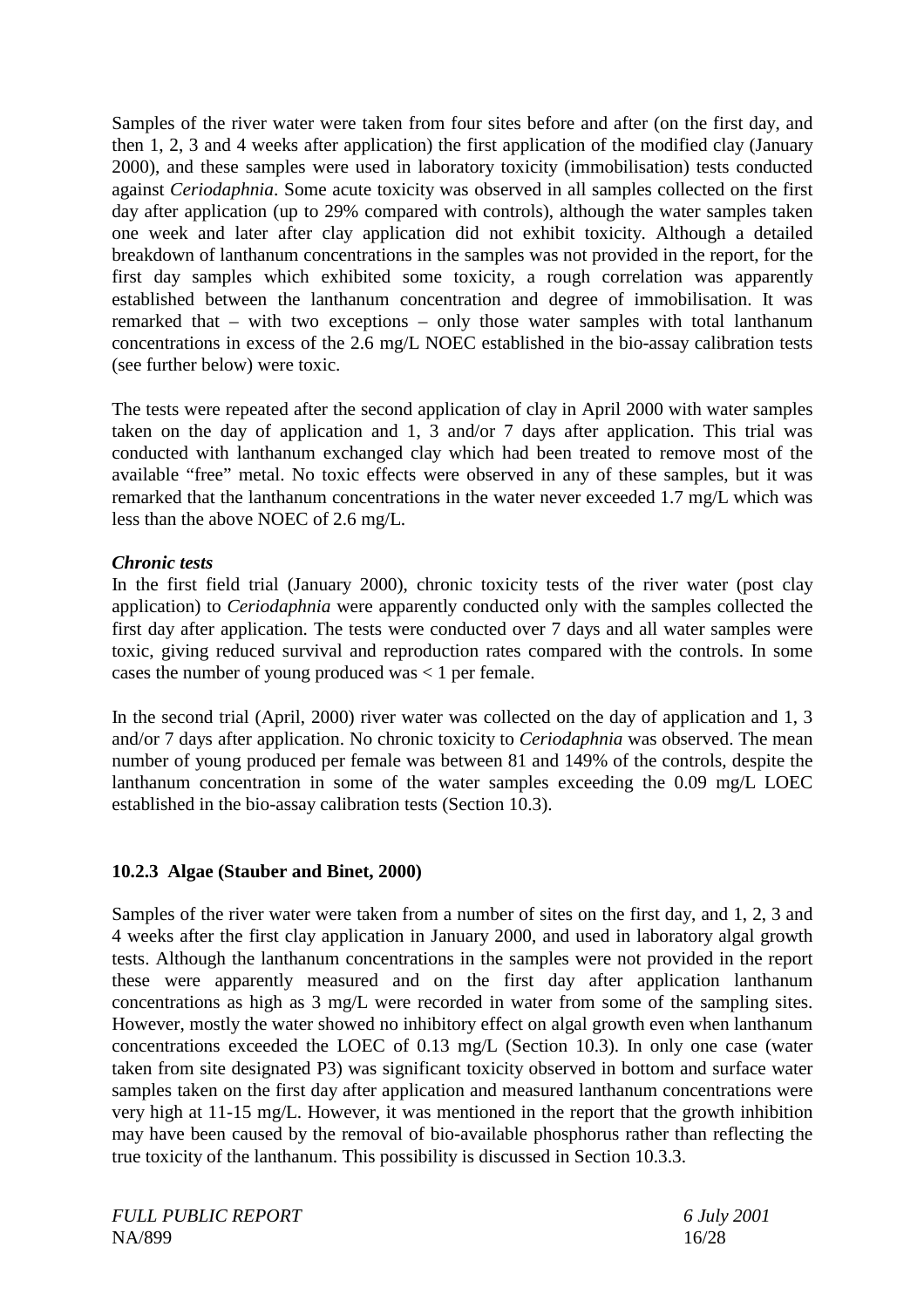Samples of the river water were taken from four sites before and after (on the first day, and then 1, 2, 3 and 4 weeks after application) the first application of the modified clay (January 2000), and these samples were used in laboratory toxicity (immobilisation) tests conducted against *Ceriodaphnia*. Some acute toxicity was observed in all samples collected on the first day after application (up to 29% compared with controls), although the water samples taken one week and later after clay application did not exhibit toxicity. Although a detailed breakdown of lanthanum concentrations in the samples was not provided in the report, for the first day samples which exhibited some toxicity, a rough correlation was apparently established between the lanthanum concentration and degree of immobilisation. It was remarked that – with two exceptions – only those water samples with total lanthanum concentrations in excess of the 2.6 mg/L NOEC established in the bio-assay calibration tests (see further below) were toxic.

The tests were repeated after the second application of clay in April 2000 with water samples taken on the day of application and 1, 3 and/or 7 days after application. This trial was conducted with lanthanum exchanged clay which had been treated to remove most of the available "free" metal. No toxic effects were observed in any of these samples, but it was remarked that the lanthanum concentrations in the water never exceeded 1.7 mg/L which was less than the above NOEC of 2.6 mg/L.

***Chronic tests***

In the first field trial (January 2000), chronic toxicity tests of the river water (post clay application) to *Ceriodaphnia* were apparently conducted only with the samples collected the first day after application. The tests were conducted over 7 days and all water samples were toxic, giving reduced survival and reproduction rates compared with the controls. In some cases the number of young produced was < 1 per female.

In the second trial (April, 2000) river water was collected on the day of application and 1, 3 and/or 7 days after application. No chronic toxicity to *Ceriodaphnia* was observed. The mean number of young produced per female was between 81 and 149% of the controls, despite the lanthanum concentration in some of the water samples exceeding the 0.09 mg/L LOEC established in the bio-assay calibration tests (Section 10.3).

### 10.2.3 Algae (Stauber and Binet, 2000)

Samples of the river water were taken from a number of sites on the first day, and 1, 2, 3 and 4 weeks after the first clay application in January 2000, and used in laboratory algal growth tests. Although the lanthanum concentrations in the samples were not provided in the report these were apparently measured and on the first day after application lanthanum concentrations as high as 3 mg/L were recorded in water from some of the sampling sites. However, mostly the water showed no inhibitory effect on algal growth even when lanthanum concentrations exceeded the LOEC of 0.13 mg/L (Section 10.3). In only one case (water taken from site designated P3) was significant toxicity observed in bottom and surface water samples taken on the first day after application and measured lanthanum concentrations were very high at 11-15 mg/L. However, it was mentioned in the report that the growth inhibition may have been caused by the removal of bio-available phosphorus rather than reflecting the true toxicity of the lanthanum. This possibility is discussed in Section 10.3.3.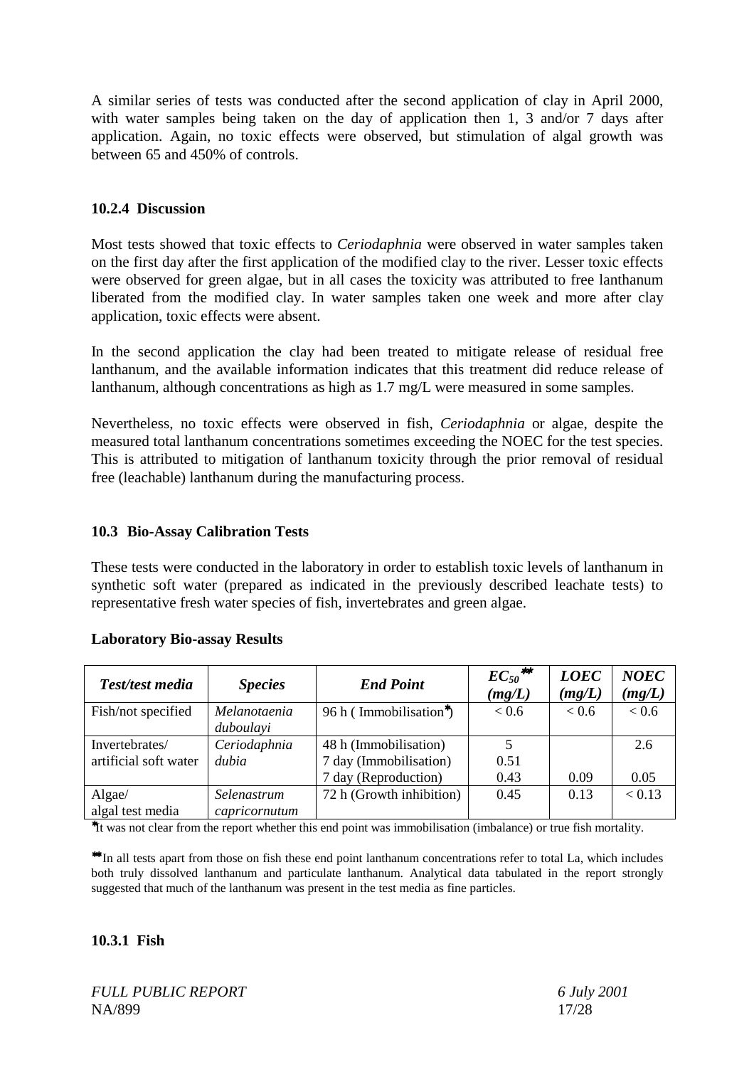A similar series of tests was conducted after the second application of clay in April 2000, with water samples being taken on the day of application then 1, 3 and/or 7 days after application. Again, no toxic effects were observed, but stimulation of algal growth was between 65 and 450% of controls.

### 10.2.4 Discussion

Most tests showed that toxic effects to *Ceriodaphnia* were observed in water samples taken on the first day after the first application of the modified clay to the river. Lesser toxic effects were observed for green algae, but in all cases the toxicity was attributed to free lanthanum liberated from the modified clay. In water samples taken one week and more after clay application, toxic effects were absent.

In the second application the clay had been treated to mitigate release of residual free lanthanum, and the available information indicates that this treatment did reduce release of lanthanum, although concentrations as high as 1.7 mg/L were measured in some samples.

Nevertheless, no toxic effects were observed in fish, *Ceriodaphnia* or algae, despite the measured total lanthanum concentrations sometimes exceeding the NOEC for the test species. This is attributed to mitigation of lanthanum toxicity through the prior removal of residual free (leachable) lanthanum during the manufacturing process.

## 10.3 Bio-Assay Calibration Tests

These tests were conducted in the laboratory in order to establish toxic levels of lanthanum in synthetic soft water (prepared as indicated in the previously described leachate tests) to representative fresh water species of fish, invertebrates and green algae.

**Laboratory Bio-assay Results**

| *Test/test media* | *Species* | *End Point* | *$EC_{50}$*** *(mg/L)* | *LOEC (mg/L)* | *NOEC (mg/L)* |
|---|---|---|---|---|---|
| Fish/not specified | *Melanotaenia duboulayi* | 96 h ( Immobilisation*) | < 0.6 | < 0.6 | < 0.6 |
| Invertebrates/ artificial soft water | *Ceriodaphnia dubia* | 48 h (Immobilisation) | 5 | | 2.6 |
| | | 7 day (Immobilisation) | 0.51 | | |
| | | 7 day (Reproduction) | 0.43 | 0.09 | 0.05 |
| Algae/ algal test media | *Selenastrum capricornutum* | 72 h (Growth inhibition) | 0.45 | 0.13 | < 0.13 |

*It was not clear from the report whether this end point was immobilisation (imbalance) or true fish mortality.

**In all tests apart from those on fish these end point lanthanum concentrations refer to total La, which includes both truly dissolved lanthanum and particulate lanthanum. Analytical data tabulated in the report strongly suggested that much of the lanthanum was present in the test media as fine particles.

### 10.3.1 Fish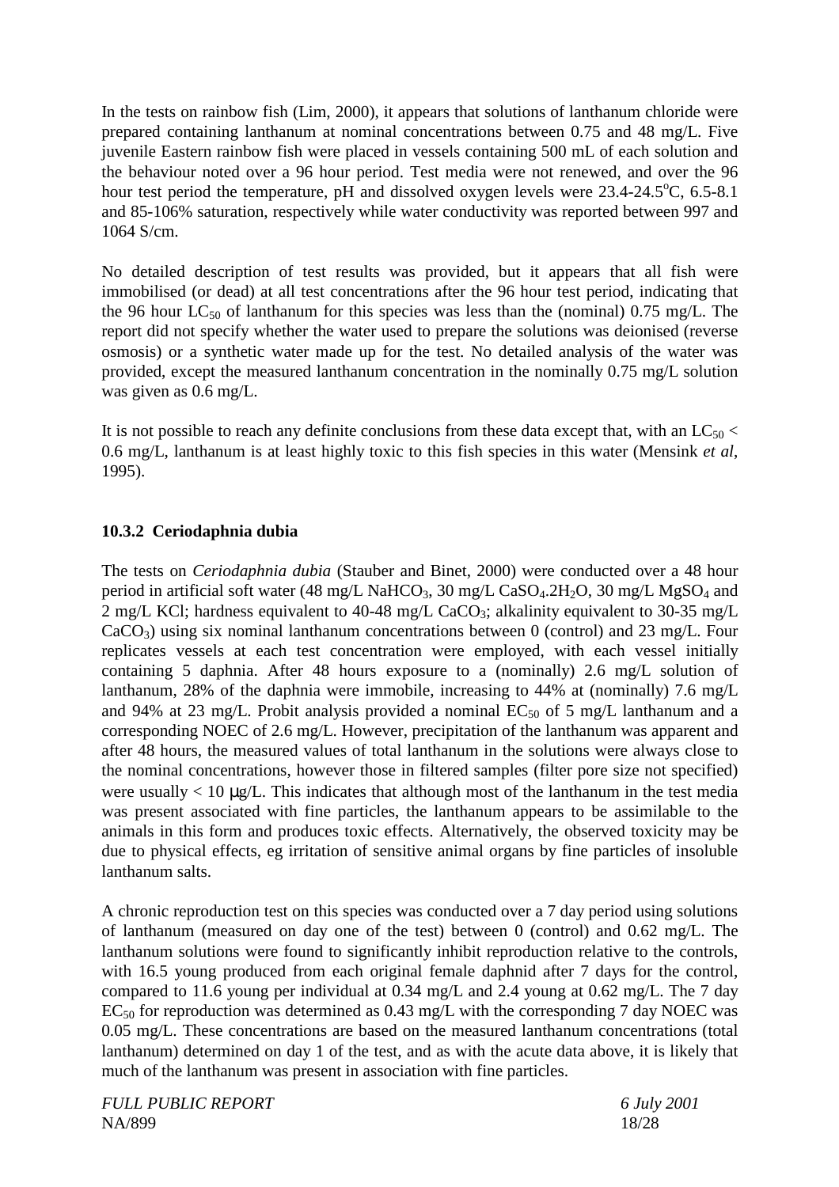In the tests on rainbow fish (Lim, 2000), it appears that solutions of lanthanum chloride were prepared containing lanthanum at nominal concentrations between 0.75 and 48 mg/L. Five juvenile Eastern rainbow fish were placed in vessels containing 500 mL of each solution and the behaviour noted over a 96 hour period. Test media were not renewed, and over the 96 hour test period the temperature, pH and dissolved oxygen levels were 23.4-24.5°C, 6.5-8.1 and 85-106% saturation, respectively while water conductivity was reported between 997 and 1064 S/cm.

No detailed description of test results was provided, but it appears that all fish were immobilised (or dead) at all test concentrations after the 96 hour test period, indicating that the 96 hour $LC_{50}$ of lanthanum for this species was less than the (nominal) 0.75 mg/L. The report did not specify whether the water used to prepare the solutions was deionised (reverse osmosis) or a synthetic water made up for the test. No detailed analysis of the water was provided, except the measured lanthanum concentration in the nominally 0.75 mg/L solution was given as 0.6 mg/L.

It is not possible to reach any definite conclusions from these data except that, with an $LC_{50}$ < 0.6 mg/L, lanthanum is at least highly toxic to this fish species in this water (Mensink *et al*, 1995).

### 10.3.2 Ceriodaphnia dubia

The tests on *Ceriodaphnia dubia* (Stauber and Binet, 2000) were conducted over a 48 hour period in artificial soft water (48 mg/L $NaHCO_3$, 30 mg/L $CaSO_4.2H_2O$, 30 mg/L $MgSO_4$ and 2 mg/L KCl; hardness equivalent to 40-48 mg/L $CaCO_3$; alkalinity equivalent to 30-35 mg/L $CaCO_3$) using six nominal lanthanum concentrations between 0 (control) and 23 mg/L. Four replicates vessels at each test concentration were employed, with each vessel initially containing 5 daphnia. After 48 hours exposure to a (nominally) 2.6 mg/L solution of lanthanum, 28% of the daphnia were immobile, increasing to 44% at (nominally) 7.6 mg/L and 94% at 23 mg/L. Probit analysis provided a nominal $EC_{50}$ of 5 mg/L lanthanum and a corresponding NOEC of 2.6 mg/L. However, precipitation of the lanthanum was apparent and after 48 hours, the measured values of total lanthanum in the solutions were always close to the nominal concentrations, however those in filtered samples (filter pore size not specified) were usually < 10 μg/L. This indicates that although most of the lanthanum in the test media was present associated with fine particles, the lanthanum appears to be assimilable to the animals in this form and produces toxic effects. Alternatively, the observed toxicity may be due to physical effects, eg irritation of sensitive animal organs by fine particles of insoluble lanthanum salts.

A chronic reproduction test on this species was conducted over a 7 day period using solutions of lanthanum (measured on day one of the test) between 0 (control) and 0.62 mg/L. The lanthanum solutions were found to significantly inhibit reproduction relative to the controls, with 16.5 young produced from each original female daphnid after 7 days for the control, compared to 11.6 young per individual at 0.34 mg/L and 2.4 young at 0.62 mg/L. The 7 day $EC_{50}$ for reproduction was determined as 0.43 mg/L with the corresponding 7 day NOEC was 0.05 mg/L. These concentrations are based on the measured lanthanum concentrations (total lanthanum) determined on day 1 of the test, and as with the acute data above, it is likely that much of the lanthanum was present in association with fine particles.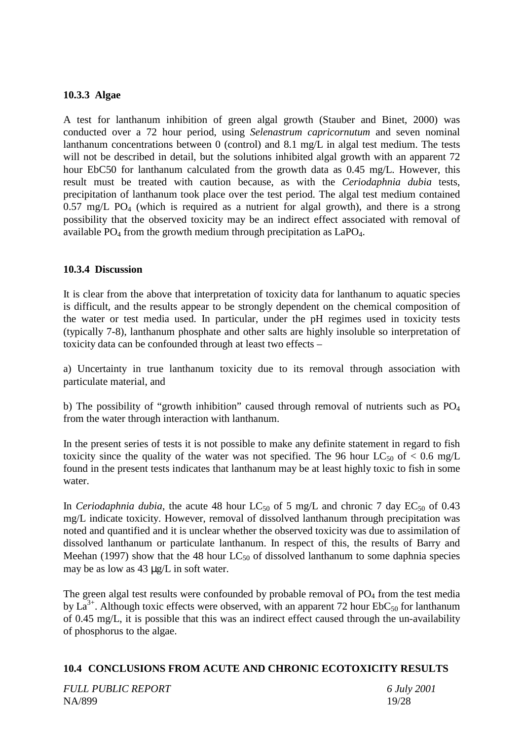### 10.3.3 Algae

A test for lanthanum inhibition of green algal growth (Stauber and Binet, 2000) was conducted over a 72 hour period, using *Selenastrum capricornutum* and seven nominal lanthanum concentrations between 0 (control) and 8.1 mg/L in algal test medium. The tests will not be described in detail, but the solutions inhibited algal growth with an apparent 72 hour EbC50 for lanthanum calculated from the growth data as 0.45 mg/L. However, this result must be treated with caution because, as with the *Ceriodaphnia dubia* tests, precipitation of lanthanum took place over the test period. The algal test medium contained 0.57 mg/L $PO_4$ (which is required as a nutrient for algal growth), and there is a strong possibility that the observed toxicity may be an indirect effect associated with removal of available $PO_4$ from the growth medium through precipitation as $LaPO_4$.

### 10.3.4 Discussion

It is clear from the above that interpretation of toxicity data for lanthanum to aquatic species is difficult, and the results appear to be strongly dependent on the chemical composition of the water or test media used. In particular, under the pH regimes used in toxicity tests (typically 7-8), lanthanum phosphate and other salts are highly insoluble so interpretation of toxicity data can be confounded through at least two effects –

a) Uncertainty in true lanthanum toxicity due to its removal through association with particulate material, and

b) The possibility of "growth inhibition" caused through removal of nutrients such as $PO_4$ from the water through interaction with lanthanum.

In the present series of tests it is not possible to make any definite statement in regard to fish toxicity since the quality of the water was not specified. The 96 hour $LC_{50}$ of < 0.6 mg/L found in the present tests indicates that lanthanum may be at least highly toxic to fish in some water.

In *Ceriodaphnia dubia*, the acute 48 hour $LC_{50}$ of 5 mg/L and chronic 7 day $EC_{50}$ of 0.43 mg/L indicate toxicity. However, removal of dissolved lanthanum through precipitation was noted and quantified and it is unclear whether the observed toxicity was due to assimilation of dissolved lanthanum or particulate lanthanum. In respect of this, the results of Barry and Meehan (1997) show that the 48 hour $LC_{50}$ of dissolved lanthanum to some daphnia species may be as low as 43 μg/L in soft water.

The green algal test results were confounded by probable removal of $PO_4$ from the test media by $La^{3+}$. Although toxic effects were observed, with an apparent 72 hour $EbC_{50}$ for lanthanum of 0.45 mg/L, it is possible that this was an indirect effect caused through the un-availability of phosphorus to the algae.

## 10.4 CONCLUSIONS FROM ACUTE AND CHRONIC ECOTOXICITY RESULTS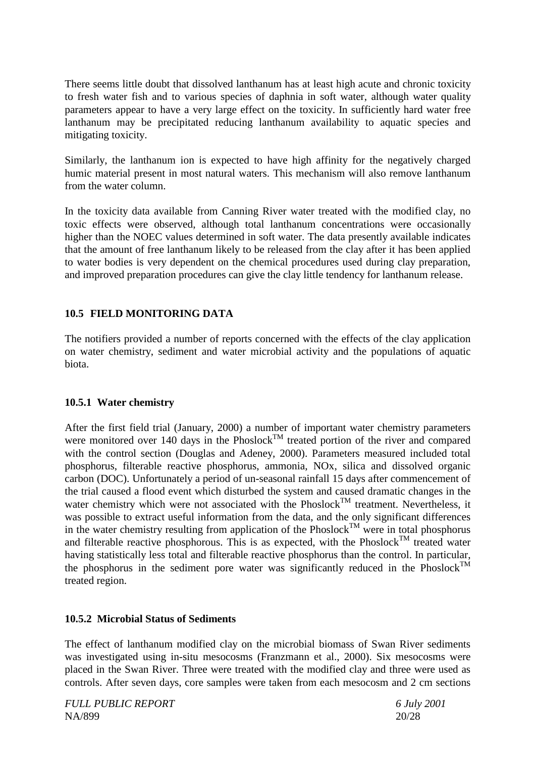There seems little doubt that dissolved lanthanum has at least high acute and chronic toxicity to fresh water fish and to various species of daphnia in soft water, although water quality parameters appear to have a very large effect on the toxicity. In sufficiently hard water free lanthanum may be precipitated reducing lanthanum availability to aquatic species and mitigating toxicity.

Similarly, the lanthanum ion is expected to have high affinity for the negatively charged humic material present in most natural waters. This mechanism will also remove lanthanum from the water column.

In the toxicity data available from Canning River water treated with the modified clay, no toxic effects were observed, although total lanthanum concentrations were occasionally higher than the NOEC values determined in soft water. The data presently available indicates that the amount of free lanthanum likely to be released from the clay after it has been applied to water bodies is very dependent on the chemical procedures used during clay preparation, and improved preparation procedures can give the clay little tendency for lanthanum release.

## 10.5 FIELD MONITORING DATA

The notifiers provided a number of reports concerned with the effects of the clay application on water chemistry, sediment and water microbial activity and the populations of aquatic biota.

### 10.5.1 Water chemistry

After the first field trial (January, 2000) a number of important water chemistry parameters were monitored over 140 days in the Phoslock$^{TM}$ treated portion of the river and compared with the control section (Douglas and Adeney, 2000). Parameters measured included total phosphorus, filterable reactive phosphorus, ammonia, NOx, silica and dissolved organic carbon (DOC). Unfortunately a period of un-seasonal rainfall 15 days after commencement of the trial caused a flood event which disturbed the system and caused dramatic changes in the water chemistry which were not associated with the Phoslock$^{TM}$ treatment. Nevertheless, it was possible to extract useful information from the data, and the only significant differences in the water chemistry resulting from application of the Phoslock$^{TM}$ were in total phosphorus and filterable reactive phosphorous. This is as expected, with the Phoslock$^{TM}$ treated water having statistically less total and filterable reactive phosphorus than the control. In particular, the phosphorus in the sediment pore water was significantly reduced in the Phoslock$^{TM}$ treated region.

### 10.5.2 Microbial Status of Sediments

The effect of lanthanum modified clay on the microbial biomass of Swan River sediments was investigated using in-situ mesocosms (Franzmann et al., 2000). Six mesocosms were placed in the Swan River. Three were treated with the modified clay and three were used as controls. After seven days, core samples were taken from each mesocosm and 2 cm sections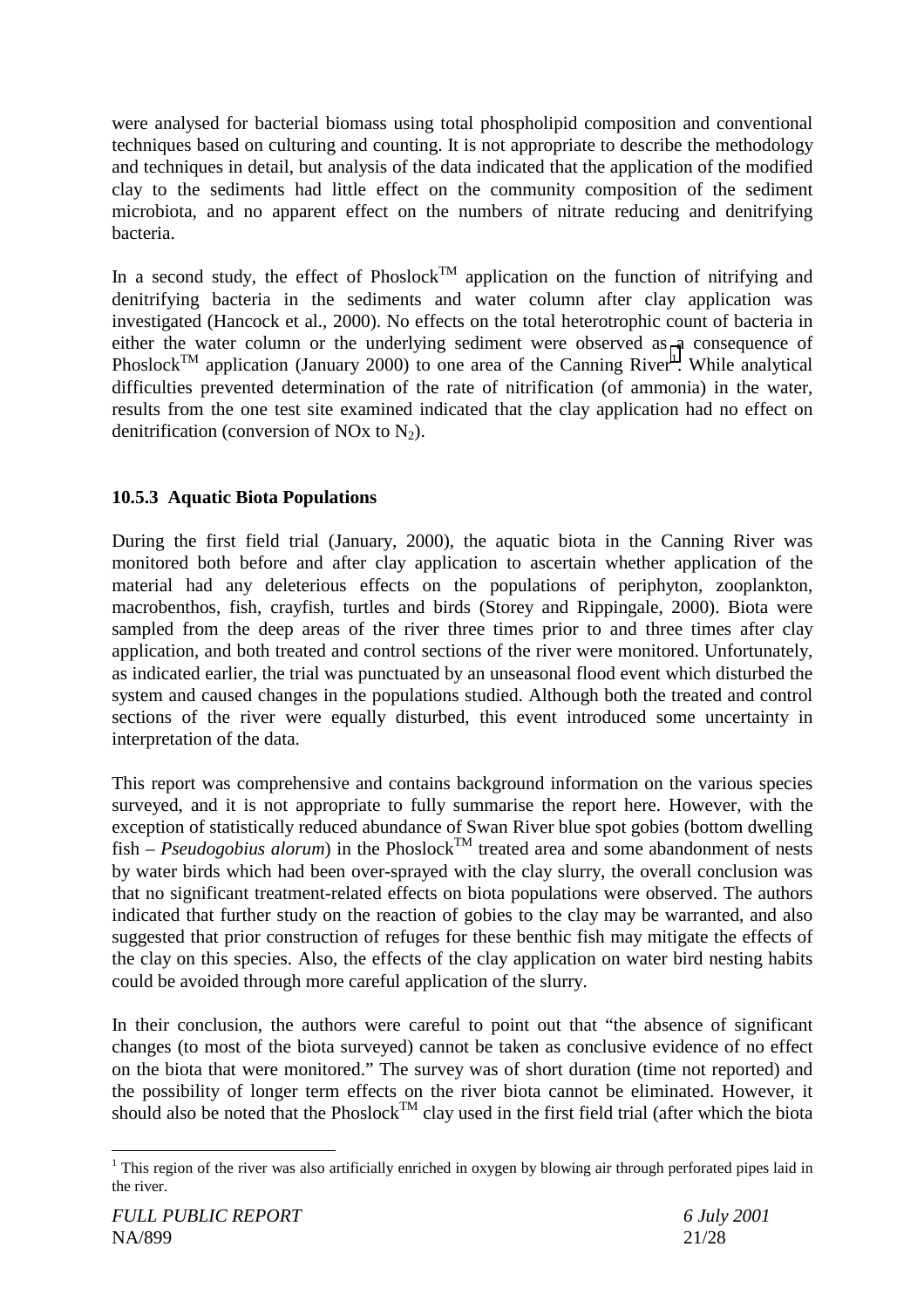were analysed for bacterial biomass using total phospholipid composition and conventional techniques based on culturing and counting. It is not appropriate to describe the methodology and techniques in detail, but analysis of the data indicated that the application of the modified clay to the sediments had little effect on the community composition of the sediment microbiota, and no apparent effect on the numbers of nitrate reducing and denitrifying bacteria.

In a second study, the effect of Phoslock™ application on the function of nitrifying and denitrifying bacteria in the sediments and water column after clay application was investigated (Hancock et al., 2000). No effects on the total heterotrophic count of bacteria in either the water column or the underlying sediment were observed as a consequence of Phoslock™ application (January 2000) to one area of the Canning River[1]. While analytical difficulties prevented determination of the rate of nitrification (of ammonia) in the water, results from the one test site examined indicated that the clay application had no effect on denitrification (conversion of NOx to $N_2$).

### 10.5.3 Aquatic Biota Populations

During the first field trial (January, 2000), the aquatic biota in the Canning River was monitored both before and after clay application to ascertain whether application of the material had any deleterious effects on the populations of periphyton, zooplankton, macrobenthos, fish, crayfish, turtles and birds (Storey and Rippingale, 2000). Biota were sampled from the deep areas of the river three times prior to and three times after clay application, and both treated and control sections of the river were monitored. Unfortunately, as indicated earlier, the trial was punctuated by an unseasonal flood event which disturbed the system and caused changes in the populations studied. Although both the treated and control sections of the river were equally disturbed, this event introduced some uncertainty in interpretation of the data.

This report was comprehensive and contains background information on the various species surveyed, and it is not appropriate to fully summarise the report here. However, with the exception of statistically reduced abundance of Swan River blue spot gobies (bottom dwelling fish – *Pseudogobius alorum*) in the Phoslock™ treated area and some abandonment of nests by water birds which had been over-sprayed with the clay slurry, the overall conclusion was that no significant treatment-related effects on biota populations were observed. The authors indicated that further study on the reaction of gobies to the clay may be warranted, and also suggested that prior construction of refuges for these benthic fish may mitigate the effects of the clay on this species. Also, the effects of the clay application on water bird nesting habits could be avoided through more careful application of the slurry.

In their conclusion, the authors were careful to point out that "the absence of significant changes (to most of the biota surveyed) cannot be taken as conclusive evidence of no effect on the biota that were monitored." The survey was of short duration (time not reported) and the possibility of longer term effects on the river biota cannot be eliminated. However, it should also be noted that the Phoslock™ clay used in the first field trial (after which the biota

---

[1] This region of the river was also artificially enriched in oxygen by blowing air through perforated pipes laid in the river.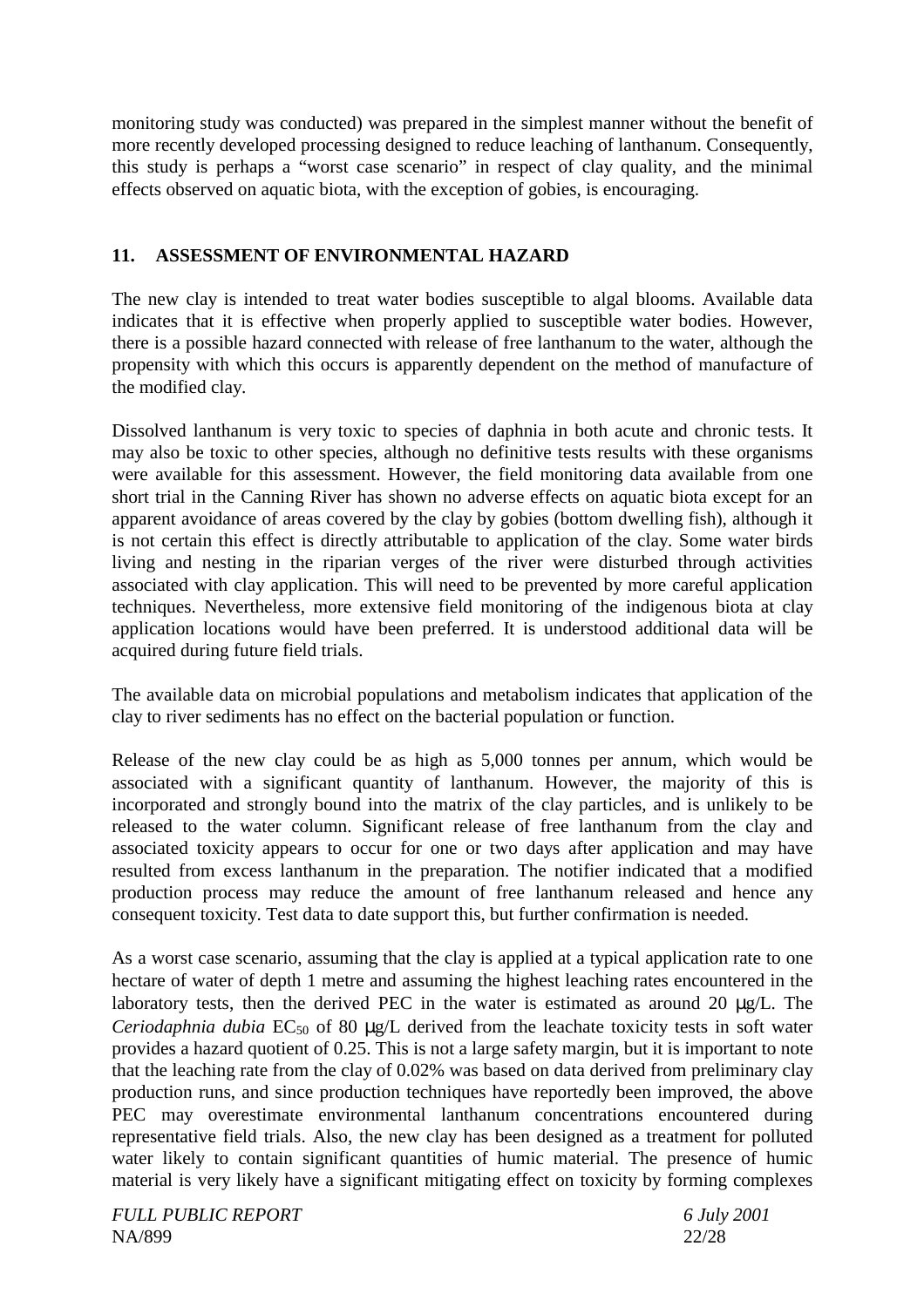monitoring study was conducted) was prepared in the simplest manner without the benefit of more recently developed processing designed to reduce leaching of lanthanum. Consequently, this study is perhaps a "worst case scenario" in respect of clay quality, and the minimal effects observed on aquatic biota, with the exception of gobies, is encouraging.

## 11. ASSESSMENT OF ENVIRONMENTAL HAZARD

The new clay is intended to treat water bodies susceptible to algal blooms. Available data indicates that it is effective when properly applied to susceptible water bodies. However, there is a possible hazard connected with release of free lanthanum to the water, although the propensity with which this occurs is apparently dependent on the method of manufacture of the modified clay.

Dissolved lanthanum is very toxic to species of daphnia in both acute and chronic tests. It may also be toxic to other species, although no definitive tests results with these organisms were available for this assessment. However, the field monitoring data available from one short trial in the Canning River has shown no adverse effects on aquatic biota except for an apparent avoidance of areas covered by the clay by gobies (bottom dwelling fish), although it is not certain this effect is directly attributable to application of the clay. Some water birds living and nesting in the riparian verges of the river were disturbed through activities associated with clay application. This will need to be prevented by more careful application techniques. Nevertheless, more extensive field monitoring of the indigenous biota at clay application locations would have been preferred. It is understood additional data will be acquired during future field trials.

The available data on microbial populations and metabolism indicates that application of the clay to river sediments has no effect on the bacterial population or function.

Release of the new clay could be as high as 5,000 tonnes per annum, which would be associated with a significant quantity of lanthanum. However, the majority of this is incorporated and strongly bound into the matrix of the clay particles, and is unlikely to be released to the water column. Significant release of free lanthanum from the clay and associated toxicity appears to occur for one or two days after application and may have resulted from excess lanthanum in the preparation. The notifier indicated that a modified production process may reduce the amount of free lanthanum released and hence any consequent toxicity. Test data to date support this, but further confirmation is needed.

As a worst case scenario, assuming that the clay is applied at a typical application rate to one hectare of water of depth 1 metre and assuming the highest leaching rates encountered in the laboratory tests, then the derived PEC in the water is estimated as around 20 μg/L. The *Ceriodaphnia dubia* $EC_{50}$ of 80 μg/L derived from the leachate toxicity tests in soft water provides a hazard quotient of 0.25. This is not a large safety margin, but it is important to note that the leaching rate from the clay of 0.02% was based on data derived from preliminary clay production runs, and since production techniques have reportedly been improved, the above PEC may overestimate environmental lanthanum concentrations encountered during representative field trials. Also, the new clay has been designed as a treatment for polluted water likely to contain significant quantities of humic material. The presence of humic material is very likely have a significant mitigating effect on toxicity by forming complexes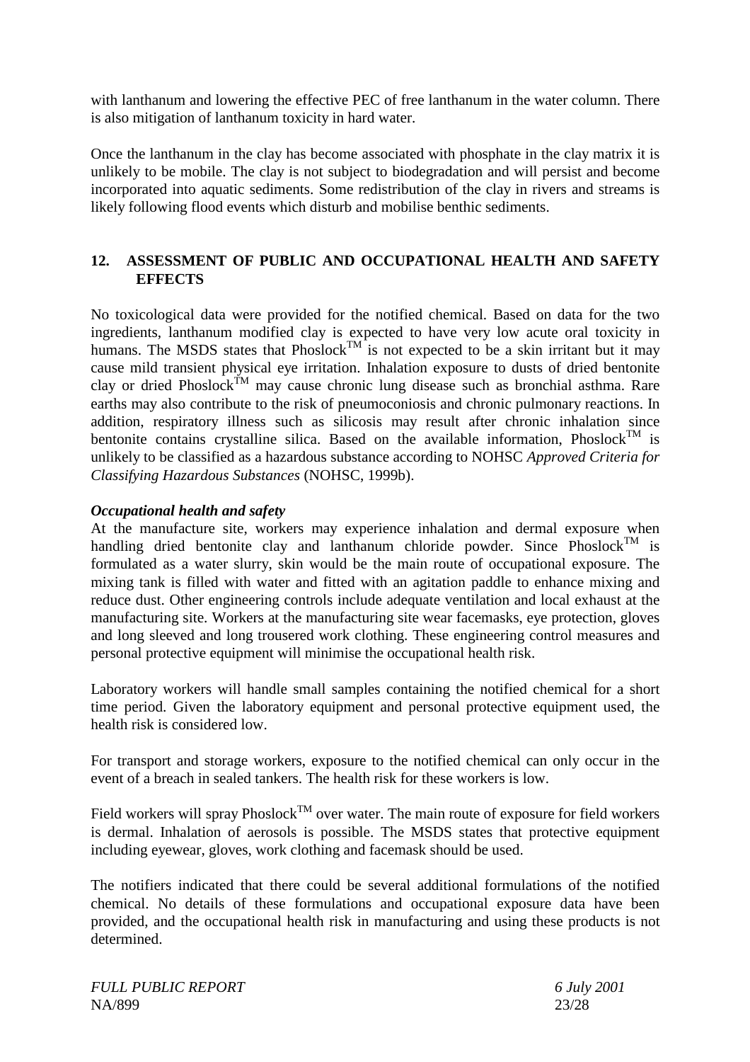with lanthanum and lowering the effective PEC of free lanthanum in the water column. There is also mitigation of lanthanum toxicity in hard water.

Once the lanthanum in the clay has become associated with phosphate in the clay matrix it is unlikely to be mobile. The clay is not subject to biodegradation and will persist and become incorporated into aquatic sediments. Some redistribution of the clay in rivers and streams is likely following flood events which disturb and mobilise benthic sediments.

## 12. ASSESSMENT OF PUBLIC AND OCCUPATIONAL HEALTH AND SAFETY EFFECTS

No toxicological data were provided for the notified chemical. Based on data for the two ingredients, lanthanum modified clay is expected to have very low acute oral toxicity in humans. The MSDS states that Phoslock™ is not expected to be a skin irritant but it may cause mild transient physical eye irritation. Inhalation exposure to dusts of dried bentonite clay or dried Phoslock™ may cause chronic lung disease such as bronchial asthma. Rare earths may also contribute to the risk of pneumoconiosis and chronic pulmonary reactions. In addition, respiratory illness such as silicosis may result after chronic inhalation since bentonite contains crystalline silica. Based on the available information, Phoslock™ is unlikely to be classified as a hazardous substance according to NOHSC *Approved Criteria for Classifying Hazardous Substances* (NOHSC, 1999b).

***Occupational health and safety***

At the manufacture site, workers may experience inhalation and dermal exposure when handling dried bentonite clay and lanthanum chloride powder. Since Phoslock™ is formulated as a water slurry, skin would be the main route of occupational exposure. The mixing tank is filled with water and fitted with an agitation paddle to enhance mixing and reduce dust. Other engineering controls include adequate ventilation and local exhaust at the manufacturing site. Workers at the manufacturing site wear facemasks, eye protection, gloves and long sleeved and long trousered work clothing. These engineering control measures and personal protective equipment will minimise the occupational health risk.

Laboratory workers will handle small samples containing the notified chemical for a short time period. Given the laboratory equipment and personal protective equipment used, the health risk is considered low.

For transport and storage workers, exposure to the notified chemical can only occur in the event of a breach in sealed tankers. The health risk for these workers is low.

Field workers will spray Phoslock™ over water. The main route of exposure for field workers is dermal. Inhalation of aerosols is possible. The MSDS states that protective equipment including eyewear, gloves, work clothing and facemask should be used.

The notifiers indicated that there could be several additional formulations of the notified chemical. No details of these formulations and occupational exposure data have been provided, and the occupational health risk in manufacturing and using these products is not determined.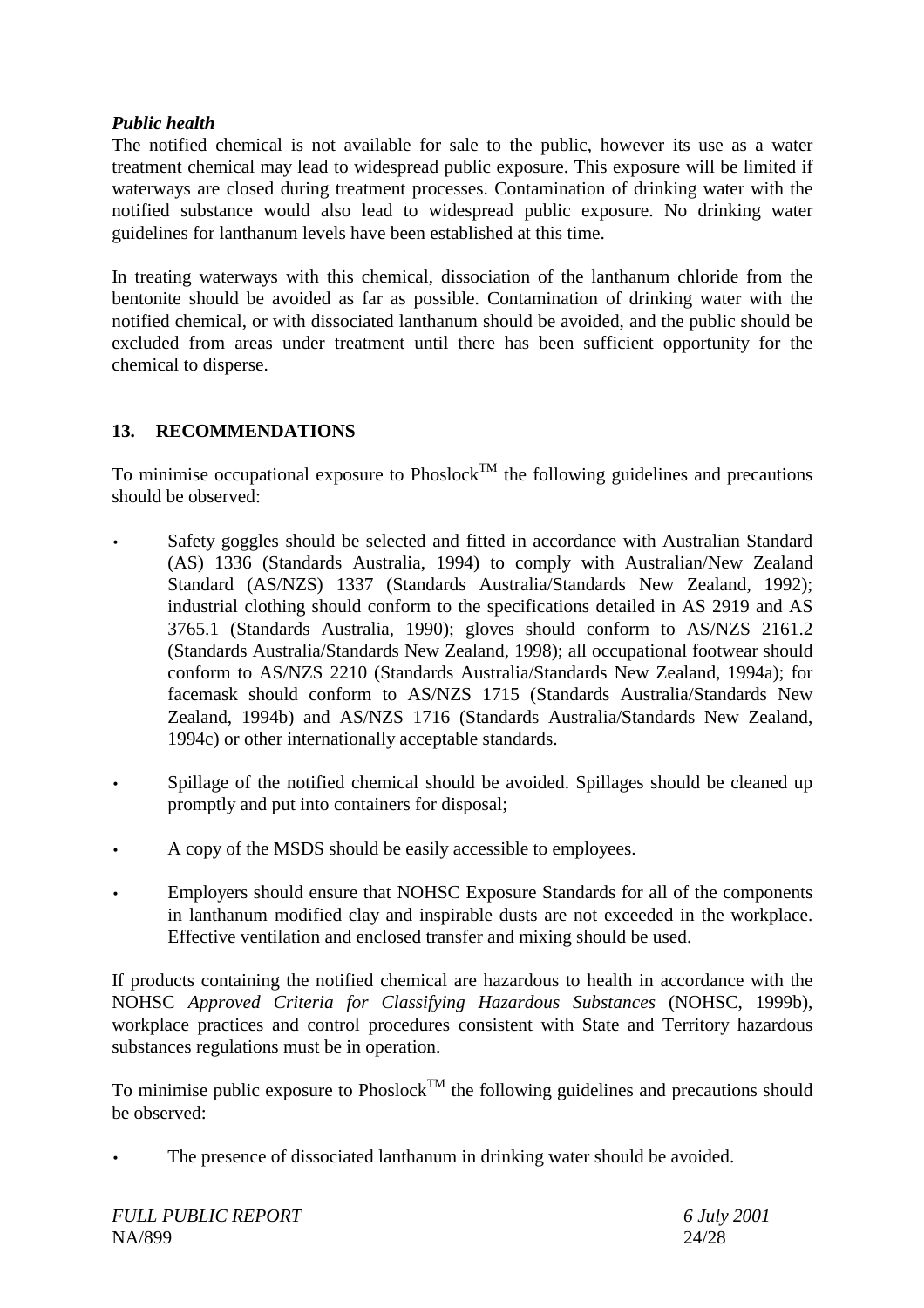***Public health***

The notified chemical is not available for sale to the public, however its use as a water treatment chemical may lead to widespread public exposure. This exposure will be limited if waterways are closed during treatment processes. Contamination of drinking water with the notified substance would also lead to widespread public exposure. No drinking water guidelines for lanthanum levels have been established at this time.

In treating waterways with this chemical, dissociation of the lanthanum chloride from the bentonite should be avoided as far as possible. Contamination of drinking water with the notified chemical, or with dissociated lanthanum should be avoided, and the public should be excluded from areas under treatment until there has been sufficient opportunity for the chemical to disperse.

## 13. RECOMMENDATIONS

To minimise occupational exposure to Phoslock™ the following guidelines and precautions should be observed:

- Safety goggles should be selected and fitted in accordance with Australian Standard (AS) 1336 (Standards Australia, 1994) to comply with Australian/New Zealand Standard (AS/NZS) 1337 (Standards Australia/Standards New Zealand, 1992); industrial clothing should conform to the specifications detailed in AS 2919 and AS 3765.1 (Standards Australia, 1990); gloves should conform to AS/NZS 2161.2 (Standards Australia/Standards New Zealand, 1998); all occupational footwear should conform to AS/NZS 2210 (Standards Australia/Standards New Zealand, 1994a); for facemask should conform to AS/NZS 1715 (Standards Australia/Standards New Zealand, 1994b) and AS/NZS 1716 (Standards Australia/Standards New Zealand, 1994c) or other internationally acceptable standards.

- Spillage of the notified chemical should be avoided. Spillages should be cleaned up promptly and put into containers for disposal;

- A copy of the MSDS should be easily accessible to employees.

- Employers should ensure that NOHSC Exposure Standards for all of the components in lanthanum modified clay and inspirable dusts are not exceeded in the workplace. Effective ventilation and enclosed transfer and mixing should be used.

If products containing the notified chemical are hazardous to health in accordance with the NOHSC *Approved Criteria for Classifying Hazardous Substances* (NOHSC, 1999b), workplace practices and control procedures consistent with State and Territory hazardous substances regulations must be in operation.

To minimise public exposure to Phoslock™ the following guidelines and precautions should be observed:

- The presence of dissociated lanthanum in drinking water should be avoided.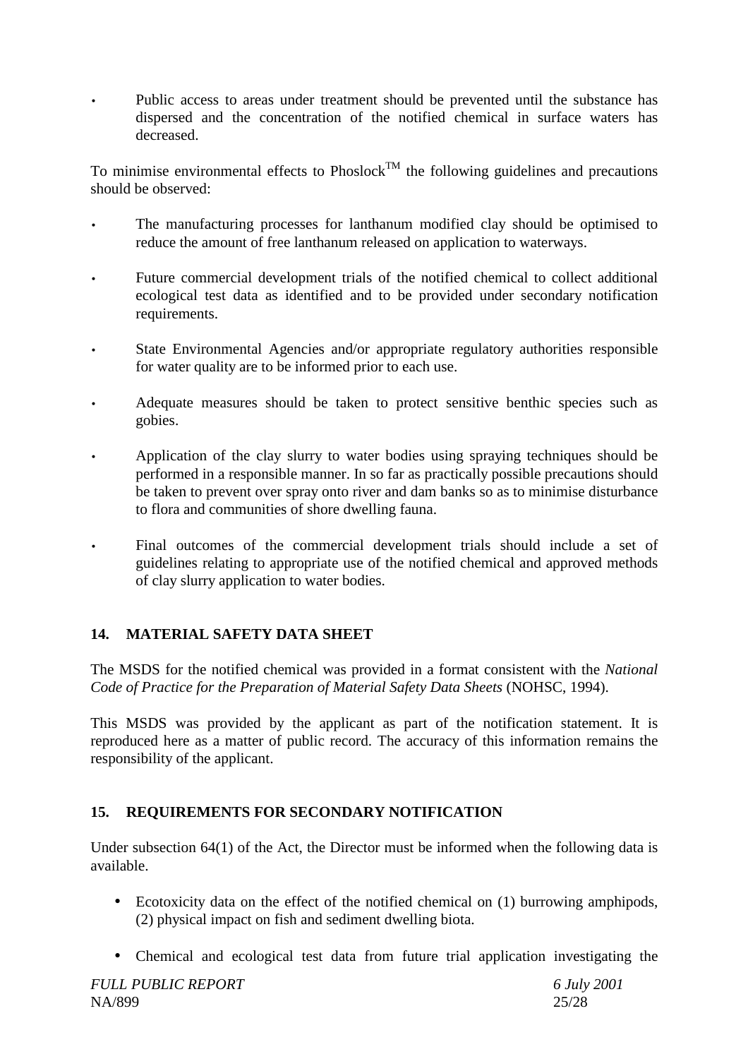- Public access to areas under treatment should be prevented until the substance has dispersed and the concentration of the notified chemical in surface waters has decreased.

To minimise environmental effects to Phoslock$^{TM}$ the following guidelines and precautions should be observed:

- The manufacturing processes for lanthanum modified clay should be optimised to reduce the amount of free lanthanum released on application to waterways.
- Future commercial development trials of the notified chemical to collect additional ecological test data as identified and to be provided under secondary notification requirements.
- State Environmental Agencies and/or appropriate regulatory authorities responsible for water quality are to be informed prior to each use.
- Adequate measures should be taken to protect sensitive benthic species such as gobies.
- Application of the clay slurry to water bodies using spraying techniques should be performed in a responsible manner. In so far as practically possible precautions should be taken to prevent over spray onto river and dam banks so as to minimise disturbance to flora and communities of shore dwelling fauna.
- Final outcomes of the commercial development trials should include a set of guidelines relating to appropriate use of the notified chemical and approved methods of clay slurry application to water bodies.

## 14. MATERIAL SAFETY DATA SHEET

The MSDS for the notified chemical was provided in a format consistent with the *National Code of Practice for the Preparation of Material Safety Data Sheets* (NOHSC, 1994).

This MSDS was provided by the applicant as part of the notification statement. It is reproduced here as a matter of public record. The accuracy of this information remains the responsibility of the applicant.

## 15. REQUIREMENTS FOR SECONDARY NOTIFICATION

Under subsection 64(1) of the Act, the Director must be informed when the following data is available.

- Ecotoxicity data on the effect of the notified chemical on (1) burrowing amphipods, (2) physical impact on fish and sediment dwelling biota.
- Chemical and ecological test data from future trial application investigating the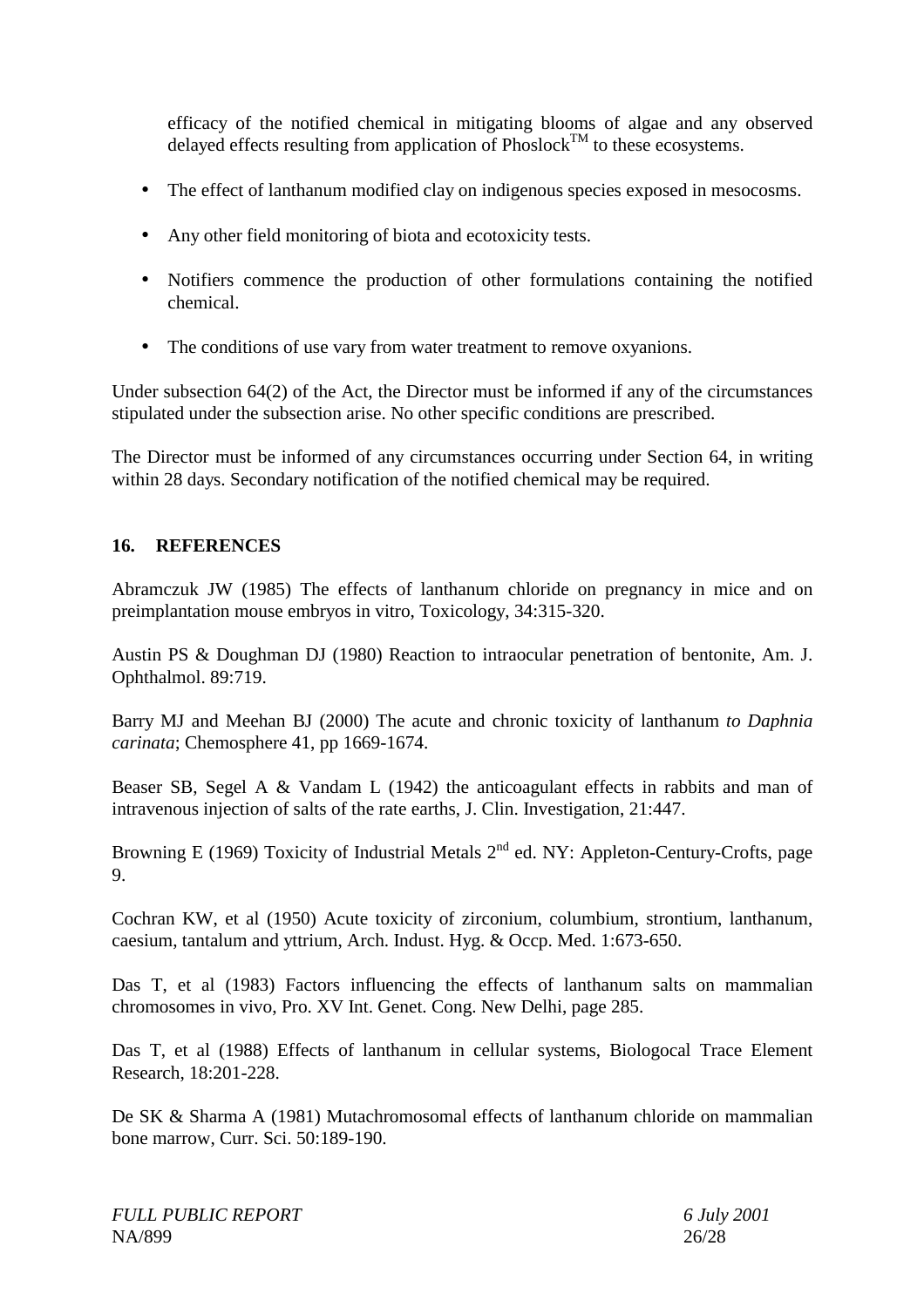efficacy of the notified chemical in mitigating blooms of algae and any observed delayed effects resulting from application of Phoslock$^{TM}$ to these ecosystems.

- The effect of lanthanum modified clay on indigenous species exposed in mesocosms.
- Any other field monitoring of biota and ecotoxicity tests.
- Notifiers commence the production of other formulations containing the notified chemical.
- The conditions of use vary from water treatment to remove oxyanions.

Under subsection 64(2) of the Act, the Director must be informed if any of the circumstances stipulated under the subsection arise. No other specific conditions are prescribed.

The Director must be informed of any circumstances occurring under Section 64, in writing within 28 days. Secondary notification of the notified chemical may be required.

## 16. REFERENCES

Abramczuk JW (1985) The effects of lanthanum chloride on pregnancy in mice and on preimplantation mouse embryos in vitro, Toxicology, 34:315-320.

Austin PS & Doughman DJ (1980) Reaction to intraocular penetration of bentonite, Am. J. Ophthalmol. 89:719.

Barry MJ and Meehan BJ (2000) The acute and chronic toxicity of lanthanum *to Daphnia carinata*; Chemosphere 41, pp 1669-1674.

Beaser SB, Segel A & Vandam L (1942) the anticoagulant effects in rabbits and man of intravenous injection of salts of the rate earths, J. Clin. Investigation, 21:447.

Browning E (1969) Toxicity of Industrial Metals 2$^{nd}$ ed. NY: Appleton-Century-Crofts, page 9.

Cochran KW, et al (1950) Acute toxicity of zirconium, columbium, strontium, lanthanum, caesium, tantalum and yttrium, Arch. Indust. Hyg. & Occp. Med. 1:673-650.

Das T, et al (1983) Factors influencing the effects of lanthanum salts on mammalian chromosomes in vivo, Pro. XV Int. Genet. Cong. New Delhi, page 285.

Das T, et al (1988) Effects of lanthanum in cellular systems, Biologocal Trace Element Research, 18:201-228.

De SK & Sharma A (1981) Mutachromosomal effects of lanthanum chloride on mammalian bone marrow, Curr. Sci. 50:189-190.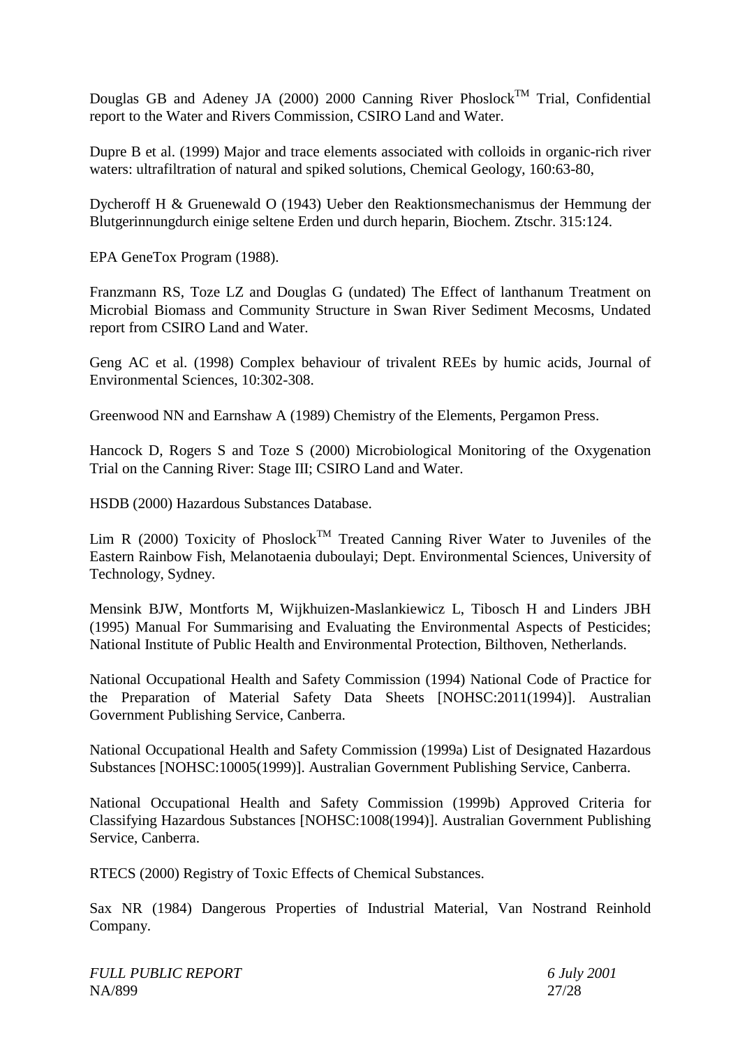Douglas GB and Adeney JA (2000) 2000 Canning River Phoslock[TM] Trial, Confidential report to the Water and Rivers Commission, CSIRO Land and Water.

Dupre B et al. (1999) Major and trace elements associated with colloids in organic-rich river waters: ultrafiltration of natural and spiked solutions, Chemical Geology, 160:63-80,

Dycheroff H & Gruenewald O (1943) Ueber den Reaktionsmechanismus der Hemmung der Blutgerinnungdurch einige seltene Erden und durch heparin, Biochem. Ztschr. 315:124.

EPA GeneTox Program (1988).

Franzmann RS, Toze LZ and Douglas G (undated) The Effect of lanthanum Treatment on Microbial Biomass and Community Structure in Swan River Sediment Mecosms, Undated report from CSIRO Land and Water.

Geng AC et al. (1998) Complex behaviour of trivalent REEs by humic acids, Journal of Environmental Sciences, 10:302-308.

Greenwood NN and Earnshaw A (1989) Chemistry of the Elements, Pergamon Press.

Hancock D, Rogers S and Toze S (2000) Microbiological Monitoring of the Oxygenation Trial on the Canning River: Stage III; CSIRO Land and Water.

HSDB (2000) Hazardous Substances Database.

Lim R (2000) Toxicity of Phoslock[TM] Treated Canning River Water to Juveniles of the Eastern Rainbow Fish, Melanotaenia duboulayi; Dept. Environmental Sciences, University of Technology, Sydney.

Mensink BJW, Montforts M, Wijkhuizen-Maslankiewicz L, Tibosch H and Linders JBH (1995) Manual For Summarising and Evaluating the Environmental Aspects of Pesticides; National Institute of Public Health and Environmental Protection, Bilthoven, Netherlands.

National Occupational Health and Safety Commission (1994) National Code of Practice for the Preparation of Material Safety Data Sheets [NOHSC:2011(1994)]. Australian Government Publishing Service, Canberra.

National Occupational Health and Safety Commission (1999a) List of Designated Hazardous Substances [NOHSC:10005(1999)]. Australian Government Publishing Service, Canberra.

National Occupational Health and Safety Commission (1999b) Approved Criteria for Classifying Hazardous Substances [NOHSC:1008(1994)]. Australian Government Publishing Service, Canberra.

RTECS (2000) Registry of Toxic Effects of Chemical Substances.

Sax NR (1984) Dangerous Properties of Industrial Material, Van Nostrand Reinhold Company.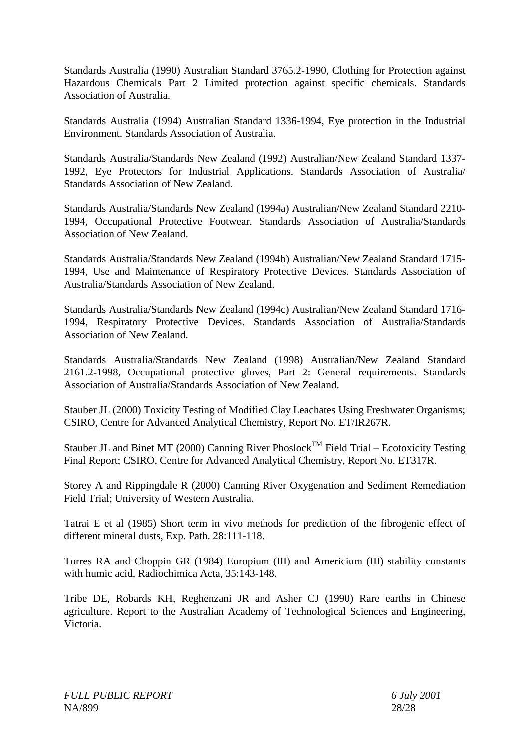Standards Australia (1990) Australian Standard 3765.2-1990, Clothing for Protection against Hazardous Chemicals Part 2 Limited protection against specific chemicals. Standards Association of Australia.

Standards Australia (1994) Australian Standard 1336-1994, Eye protection in the Industrial Environment. Standards Association of Australia.

Standards Australia/Standards New Zealand (1992) Australian/New Zealand Standard 1337-1992, Eye Protectors for Industrial Applications. Standards Association of Australia/ Standards Association of New Zealand.

Standards Australia/Standards New Zealand (1994a) Australian/New Zealand Standard 2210-1994, Occupational Protective Footwear. Standards Association of Australia/Standards Association of New Zealand.

Standards Australia/Standards New Zealand (1994b) Australian/New Zealand Standard 1715-1994, Use and Maintenance of Respiratory Protective Devices. Standards Association of Australia/Standards Association of New Zealand.

Standards Australia/Standards New Zealand (1994c) Australian/New Zealand Standard 1716-1994, Respiratory Protective Devices. Standards Association of Australia/Standards Association of New Zealand.

Standards Australia/Standards New Zealand (1998) Australian/New Zealand Standard 2161.2-1998, Occupational protective gloves, Part 2: General requirements. Standards Association of Australia/Standards Association of New Zealand.

Stauber JL (2000) Toxicity Testing of Modified Clay Leachates Using Freshwater Organisms; CSIRO, Centre for Advanced Analytical Chemistry, Report No. ET/IR267R.

Stauber JL and Binet MT (2000) Canning River Phoslock™ Field Trial – Ecotoxicity Testing Final Report; CSIRO, Centre for Advanced Analytical Chemistry, Report No. ET317R.

Storey A and Rippingdale R (2000) Canning River Oxygenation and Sediment Remediation Field Trial; University of Western Australia.

Tatrai E et al (1985) Short term in vivo methods for prediction of the fibrogenic effect of different mineral dusts, Exp. Path. 28:111-118.

Torres RA and Choppin GR (1984) Europium (III) and Americium (III) stability constants with humic acid, Radiochimica Acta, 35:143-148.

Tribe DE, Robards KH, Reghenzani JR and Asher CJ (1990) Rare earths in Chinese agriculture. Report to the Australian Academy of Technological Sciences and Engineering, Victoria.